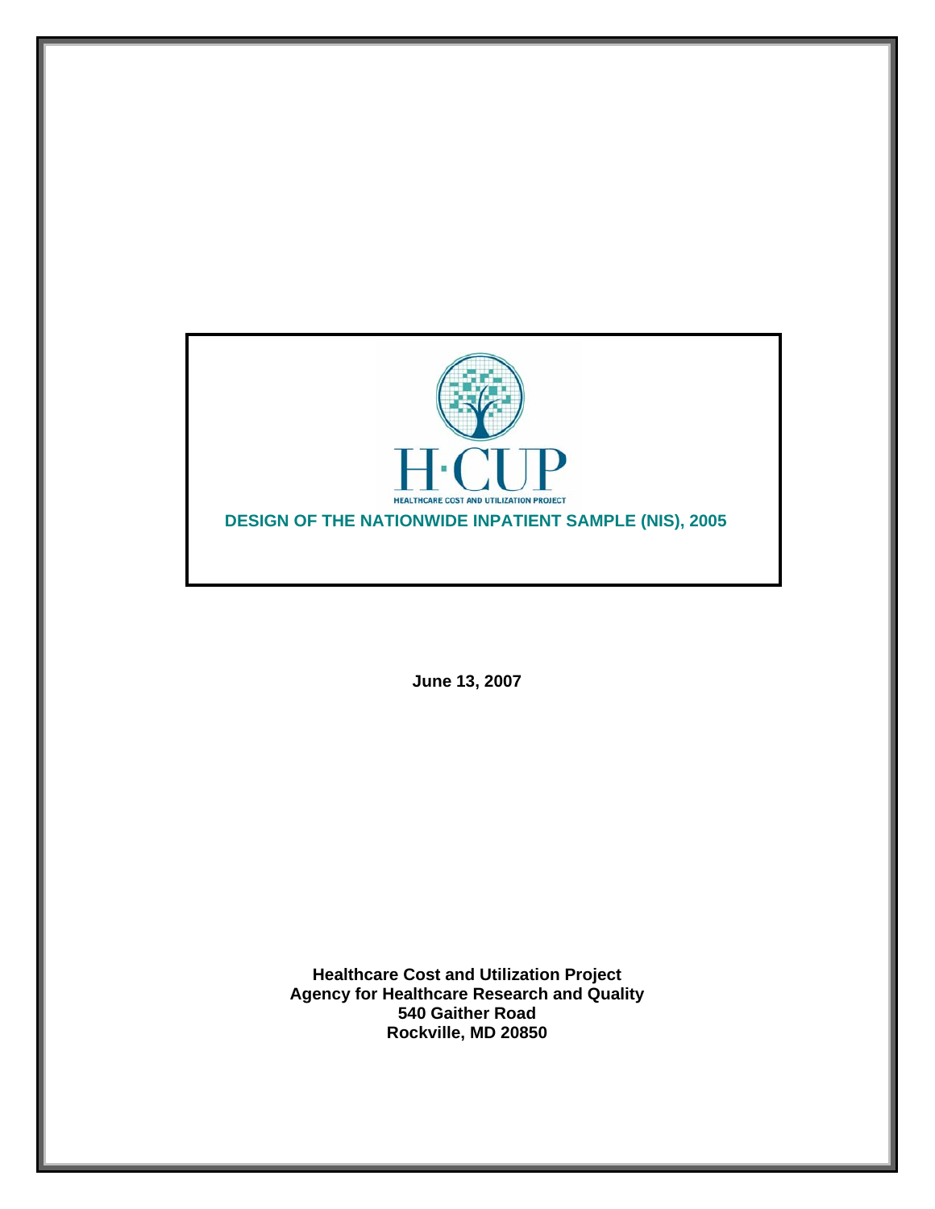H·CUP

HEALTHCARE COST AND UTILIZATION PROJECT

# DESIGN OF THE NATIONWIDE INPATIENT SAMPLE (NIS), 2005

**June 13, 2007**

**Healthcare Cost and Utilization Project**
**Agency for Healthcare Research and Quality**
**540 Gaither Road**
**Rockville, MD 20850**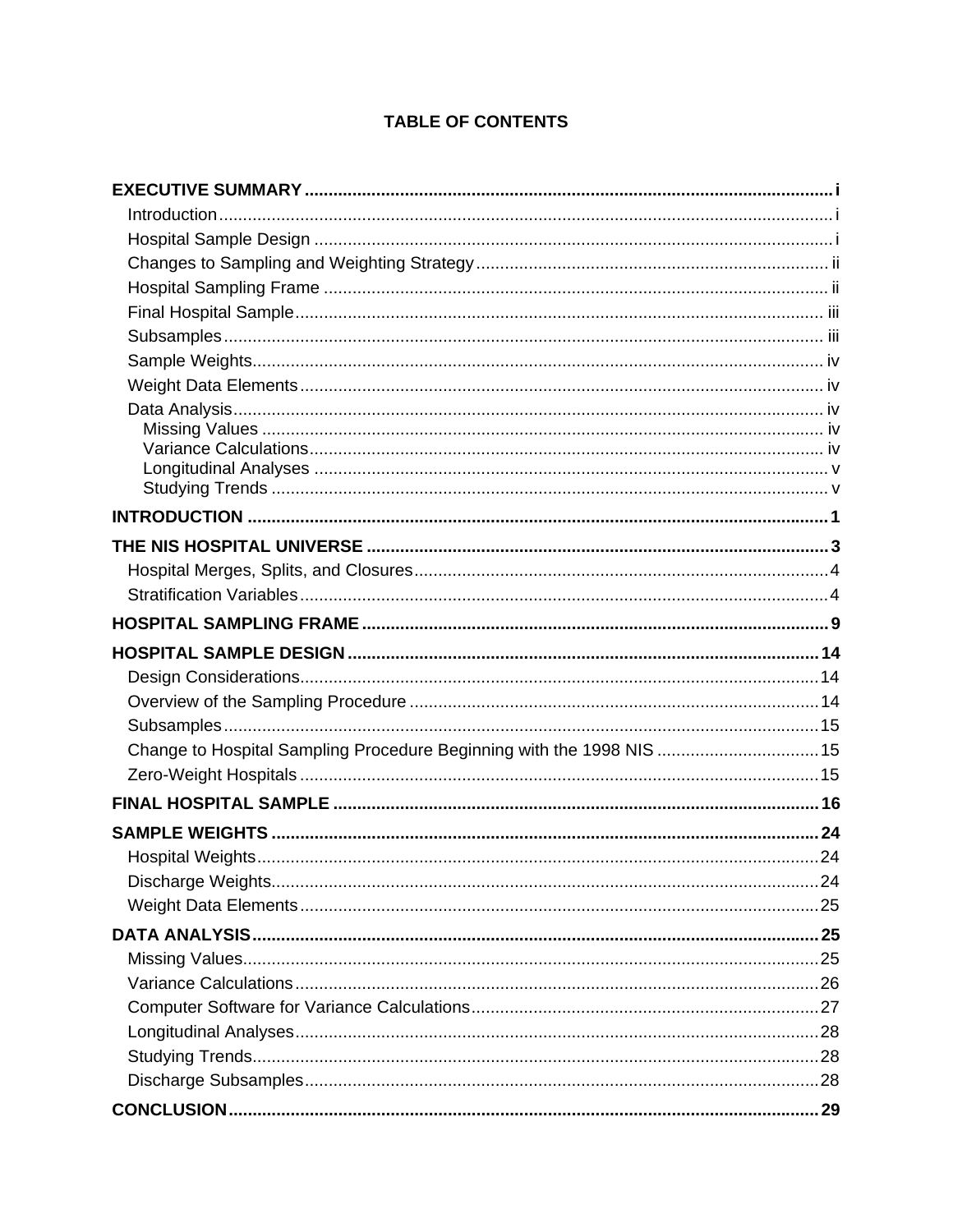# TABLE OF CONTENTS

**EXECUTIVE SUMMARY** ........................................................................................................ i
- Introduction ........................................................................................................ i
- Hospital Sample Design ........................................................................................................ i
- Changes to Sampling and Weighting Strategy ........................................................................................................ ii
- Hospital Sampling Frame ........................................................................................................ ii
- Final Hospital Sample ........................................................................................................ iii
- Subsamples ........................................................................................................ iii
- Sample Weights ........................................................................................................ iv
- Weight Data Elements ........................................................................................................ iv
- Data Analysis ........................................................................................................ iv
  - Missing Values ........................................................................................................ iv
  - Variance Calculations ........................................................................................................ iv
  - Longitudinal Analyses ........................................................................................................ v
  - Studying Trends ........................................................................................................ v

**INTRODUCTION** ........................................................................................................ 1

**THE NIS HOSPITAL UNIVERSE** ........................................................................................................ 3
- Hospital Merges, Splits, and Closures ........................................................................................................ 4
- Stratification Variables ........................................................................................................ 4

**HOSPITAL SAMPLING FRAME** ........................................................................................................ 9

**HOSPITAL SAMPLE DESIGN** ........................................................................................................ 14
- Design Considerations ........................................................................................................ 14
- Overview of the Sampling Procedure ........................................................................................................ 14
- Subsamples ........................................................................................................ 15
- Change to Hospital Sampling Procedure Beginning with the 1998 NIS ........................................................................................................ 15
- Zero-Weight Hospitals ........................................................................................................ 15

**FINAL HOSPITAL SAMPLE** ........................................................................................................ 16

**SAMPLE WEIGHTS** ........................................................................................................ 24
- Hospital Weights ........................................................................................................ 24
- Discharge Weights ........................................................................................................ 24
- Weight Data Elements ........................................................................................................ 25

**DATA ANALYSIS** ........................................................................................................ 25
- Missing Values ........................................................................................................ 25
- Variance Calculations ........................................................................................................ 26
- Computer Software for Variance Calculations ........................................................................................................ 27
- Longitudinal Analyses ........................................................................................................ 28
- Studying Trends ........................................................................................................ 28
- Discharge Subsamples ........................................................................................................ 28

**CONCLUSION** ........................................................................................................ 29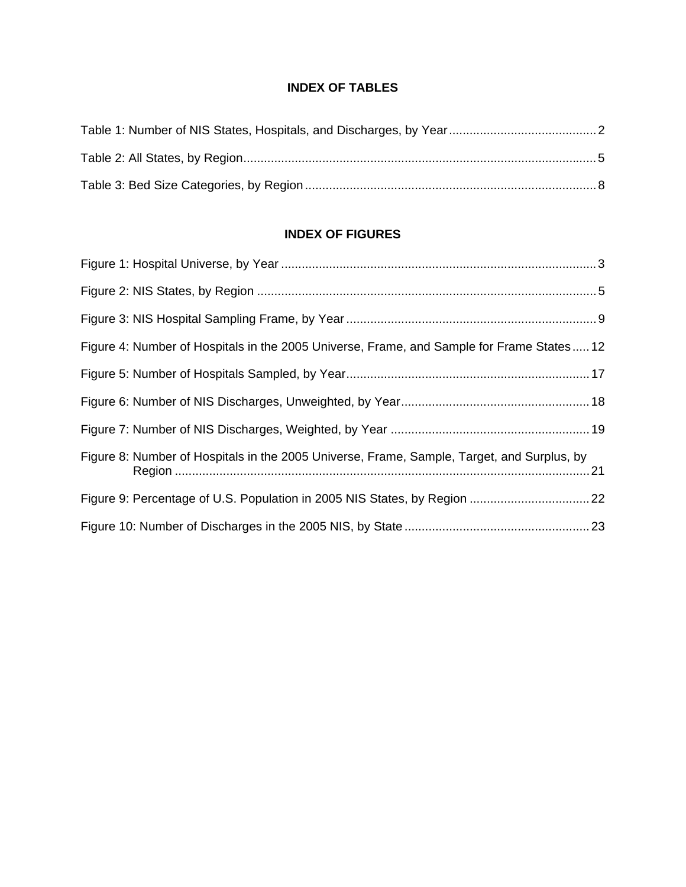## INDEX OF TABLES

Table 1: Number of NIS States, Hospitals, and Discharges, by Year ........................................... 2

Table 2: All States, by Region ....................................................................................................... 5

Table 3: Bed Size Categories, by Region ..................................................................................... 8

## INDEX OF FIGURES

Figure 1: Hospital Universe, by Year ............................................................................................ 3

Figure 2: NIS States, by Region ................................................................................................... 5

Figure 3: NIS Hospital Sampling Frame, by Year ......................................................................... 9

Figure 4: Number of Hospitals in the 2005 Universe, Frame, and Sample for Frame States ..... 12

Figure 5: Number of Hospitals Sampled, by Year ....................................................................... 17

Figure 6: Number of NIS Discharges, Unweighted, by Year ....................................................... 18

Figure 7: Number of NIS Discharges, Weighted, by Year ........................................................... 19

Figure 8: Number of Hospitals in the 2005 Universe, Frame, Sample, Target, and Surplus, by Region ........................................................................................................................ 21

Figure 9: Percentage of U.S. Population in 2005 NIS States, by Region ................................... 22

Figure 10: Number of Discharges in the 2005 NIS, by State ...................................................... 23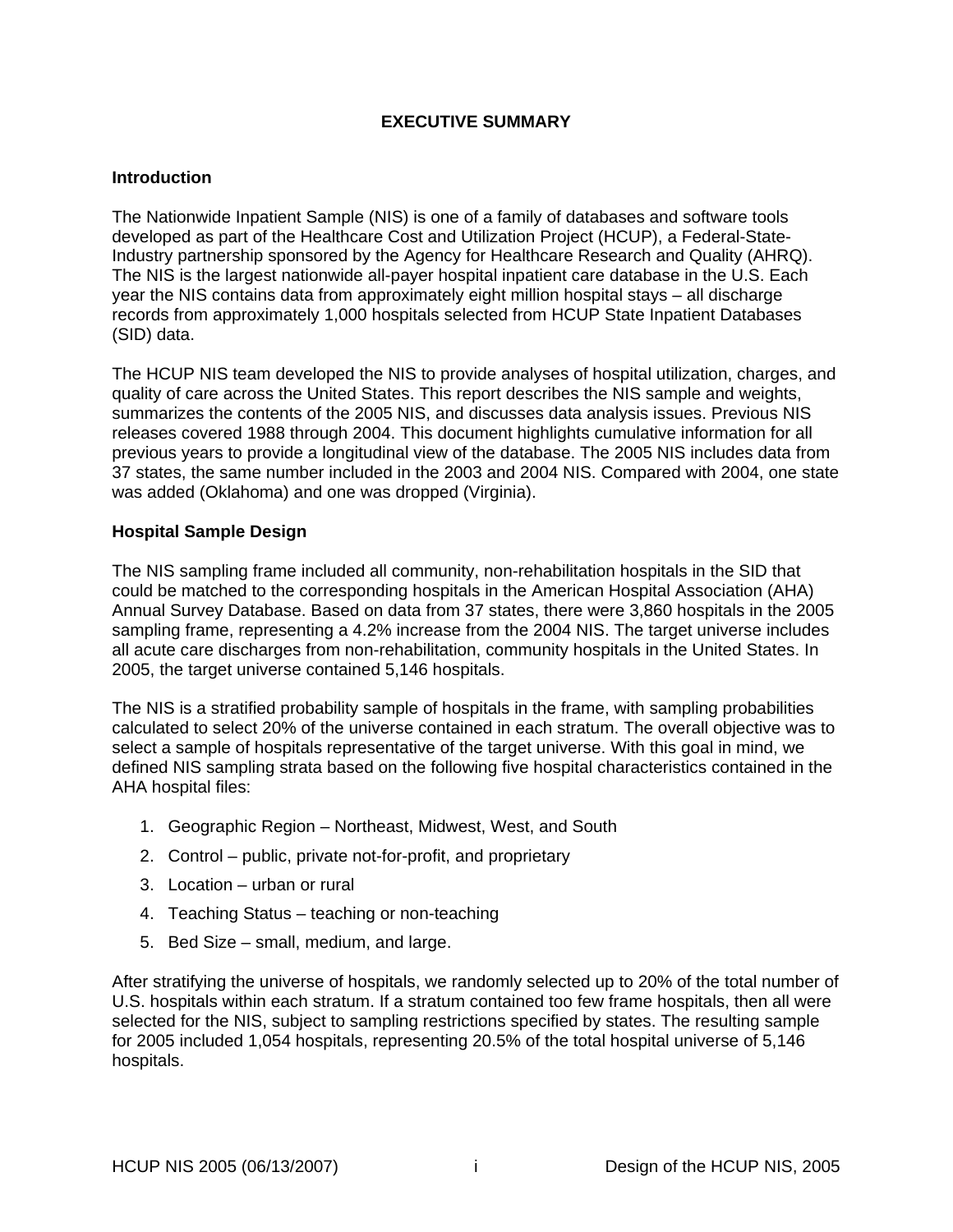# EXECUTIVE SUMMARY

## Introduction

The Nationwide Inpatient Sample (NIS) is one of a family of databases and software tools developed as part of the Healthcare Cost and Utilization Project (HCUP), a Federal-State-Industry partnership sponsored by the Agency for Healthcare Research and Quality (AHRQ). The NIS is the largest nationwide all-payer hospital inpatient care database in the U.S. Each year the NIS contains data from approximately eight million hospital stays – all discharge records from approximately 1,000 hospitals selected from HCUP State Inpatient Databases (SID) data.

The HCUP NIS team developed the NIS to provide analyses of hospital utilization, charges, and quality of care across the United States. This report describes the NIS sample and weights, summarizes the contents of the 2005 NIS, and discusses data analysis issues. Previous NIS releases covered 1988 through 2004. This document highlights cumulative information for all previous years to provide a longitudinal view of the database. The 2005 NIS includes data from 37 states, the same number included in the 2003 and 2004 NIS. Compared with 2004, one state was added (Oklahoma) and one was dropped (Virginia).

## Hospital Sample Design

The NIS sampling frame included all community, non-rehabilitation hospitals in the SID that could be matched to the corresponding hospitals in the American Hospital Association (AHA) Annual Survey Database. Based on data from 37 states, there were 3,860 hospitals in the 2005 sampling frame, representing a 4.2% increase from the 2004 NIS. The target universe includes all acute care discharges from non-rehabilitation, community hospitals in the United States. In 2005, the target universe contained 5,146 hospitals.

The NIS is a stratified probability sample of hospitals in the frame, with sampling probabilities calculated to select 20% of the universe contained in each stratum. The overall objective was to select a sample of hospitals representative of the target universe. With this goal in mind, we defined NIS sampling strata based on the following five hospital characteristics contained in the AHA hospital files:

1. Geographic Region – Northeast, Midwest, West, and South
2. Control – public, private not-for-profit, and proprietary
3. Location – urban or rural
4. Teaching Status – teaching or non-teaching
5. Bed Size – small, medium, and large.

After stratifying the universe of hospitals, we randomly selected up to 20% of the total number of U.S. hospitals within each stratum. If a stratum contained too few frame hospitals, then all were selected for the NIS, subject to sampling restrictions specified by states. The resulting sample for 2005 included 1,054 hospitals, representing 20.5% of the total hospital universe of 5,146 hospitals.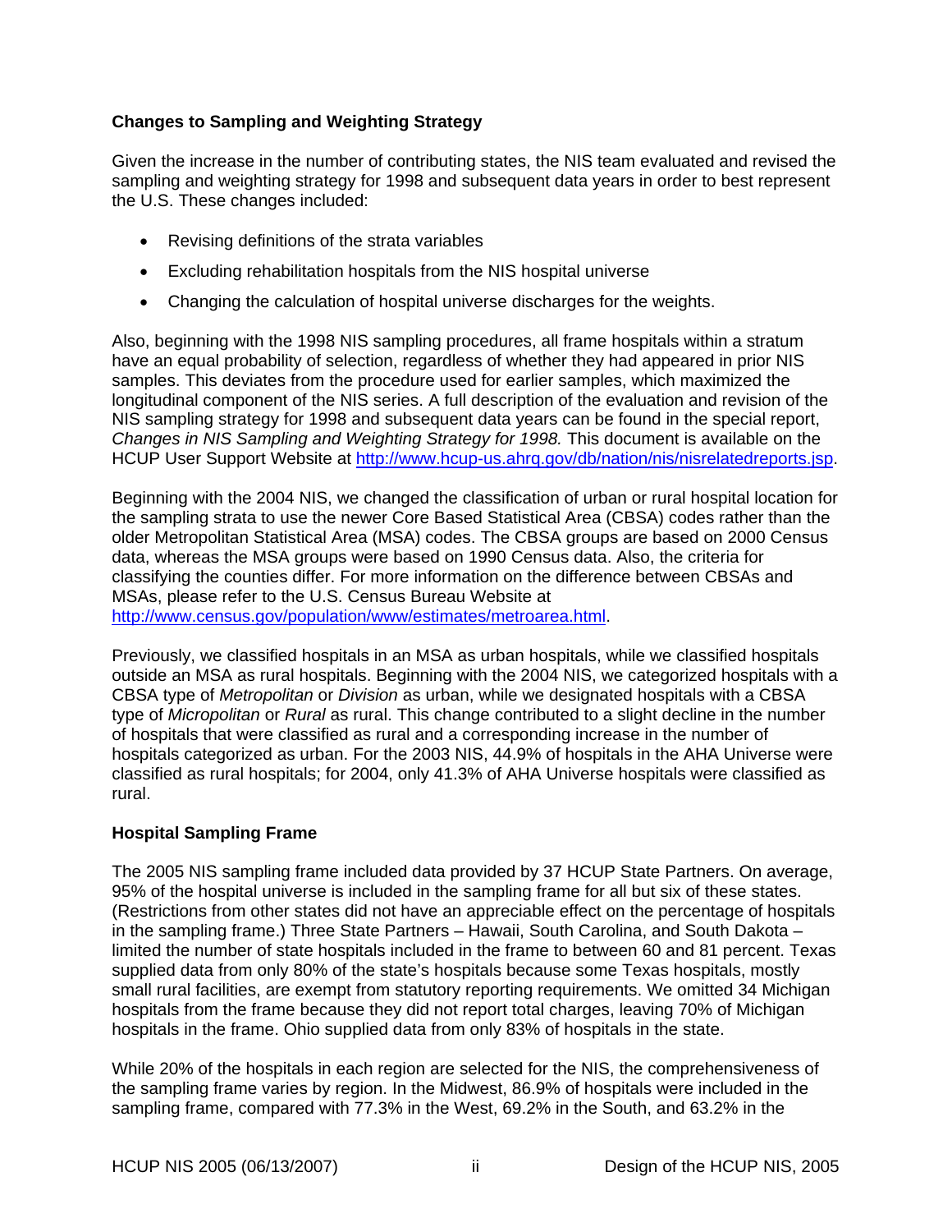### Changes to Sampling and Weighting Strategy

Given the increase in the number of contributing states, the NIS team evaluated and revised the sampling and weighting strategy for 1998 and subsequent data years in order to best represent the U.S. These changes included:

- Revising definitions of the strata variables
- Excluding rehabilitation hospitals from the NIS hospital universe
- Changing the calculation of hospital universe discharges for the weights.

Also, beginning with the 1998 NIS sampling procedures, all frame hospitals within a stratum have an equal probability of selection, regardless of whether they had appeared in prior NIS samples. This deviates from the procedure used for earlier samples, which maximized the longitudinal component of the NIS series. A full description of the evaluation and revision of the NIS sampling strategy for 1998 and subsequent data years can be found in the special report, *Changes in NIS Sampling and Weighting Strategy for 1998.* This document is available on the HCUP User Support Website at http://www.hcup-us.ahrq.gov/db/nation/nis/nisrelatedreports.jsp.

Beginning with the 2004 NIS, we changed the classification of urban or rural hospital location for the sampling strata to use the newer Core Based Statistical Area (CBSA) codes rather than the older Metropolitan Statistical Area (MSA) codes. The CBSA groups are based on 2000 Census data, whereas the MSA groups were based on 1990 Census data. Also, the criteria for classifying the counties differ. For more information on the difference between CBSAs and MSAs, please refer to the U.S. Census Bureau Website at http://www.census.gov/population/www/estimates/metroarea.html.

Previously, we classified hospitals in an MSA as urban hospitals, while we classified hospitals outside an MSA as rural hospitals. Beginning with the 2004 NIS, we categorized hospitals with a CBSA type of *Metropolitan* or *Division* as urban, while we designated hospitals with a CBSA type of *Micropolitan* or *Rural* as rural. This change contributed to a slight decline in the number of hospitals that were classified as rural and a corresponding increase in the number of hospitals categorized as urban. For the 2003 NIS, 44.9% of hospitals in the AHA Universe were classified as rural hospitals; for 2004, only 41.3% of AHA Universe hospitals were classified as rural.

### Hospital Sampling Frame

The 2005 NIS sampling frame included data provided by 37 HCUP State Partners. On average, 95% of the hospital universe is included in the sampling frame for all but six of these states. (Restrictions from other states did not have an appreciable effect on the percentage of hospitals in the sampling frame.) Three State Partners – Hawaii, South Carolina, and South Dakota – limited the number of state hospitals included in the frame to between 60 and 81 percent. Texas supplied data from only 80% of the state's hospitals because some Texas hospitals, mostly small rural facilities, are exempt from statutory reporting requirements. We omitted 34 Michigan hospitals from the frame because they did not report total charges, leaving 70% of Michigan hospitals in the frame. Ohio supplied data from only 83% of hospitals in the state.

While 20% of the hospitals in each region are selected for the NIS, the comprehensiveness of the sampling frame varies by region. In the Midwest, 86.9% of hospitals were included in the sampling frame, compared with 77.3% in the West, 69.2% in the South, and 63.2% in the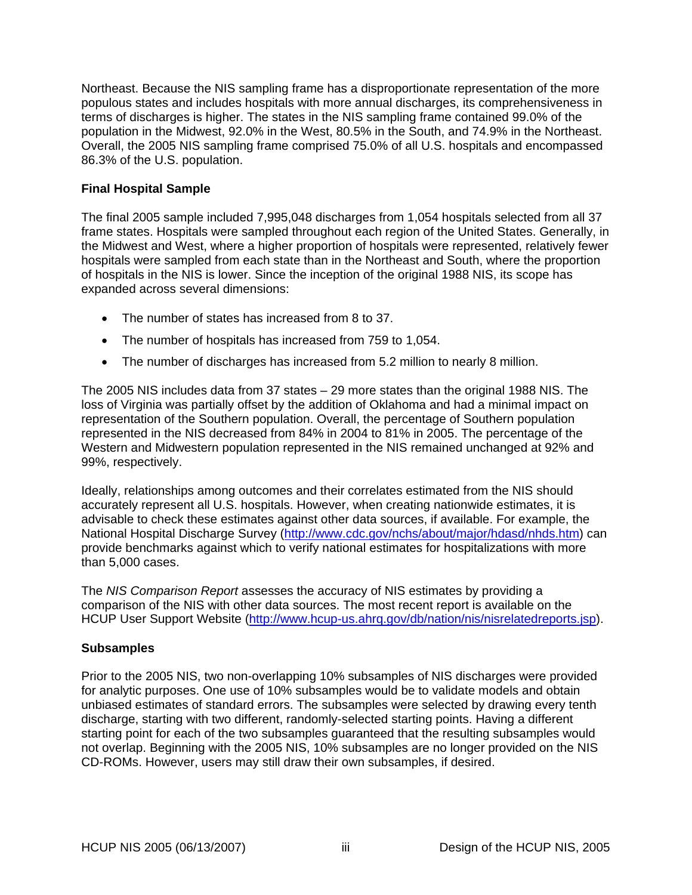Northeast. Because the NIS sampling frame has a disproportionate representation of the more populous states and includes hospitals with more annual discharges, its comprehensiveness in terms of discharges is higher. The states in the NIS sampling frame contained 99.0% of the population in the Midwest, 92.0% in the West, 80.5% in the South, and 74.9% in the Northeast. Overall, the 2005 NIS sampling frame comprised 75.0% of all U.S. hospitals and encompassed 86.3% of the U.S. population.

**Final Hospital Sample**

The final 2005 sample included 7,995,048 discharges from 1,054 hospitals selected from all 37 frame states. Hospitals were sampled throughout each region of the United States. Generally, in the Midwest and West, where a higher proportion of hospitals were represented, relatively fewer hospitals were sampled from each state than in the Northeast and South, where the proportion of hospitals in the NIS is lower. Since the inception of the original 1988 NIS, its scope has expanded across several dimensions:

- The number of states has increased from 8 to 37.
- The number of hospitals has increased from 759 to 1,054.
- The number of discharges has increased from 5.2 million to nearly 8 million.

The 2005 NIS includes data from 37 states – 29 more states than the original 1988 NIS. The loss of Virginia was partially offset by the addition of Oklahoma and had a minimal impact on representation of the Southern population. Overall, the percentage of Southern population represented in the NIS decreased from 84% in 2004 to 81% in 2005. The percentage of the Western and Midwestern population represented in the NIS remained unchanged at 92% and 99%, respectively.

Ideally, relationships among outcomes and their correlates estimated from the NIS should accurately represent all U.S. hospitals. However, when creating nationwide estimates, it is advisable to check these estimates against other data sources, if available. For example, the National Hospital Discharge Survey (http://www.cdc.gov/nchs/about/major/hdasd/nhds.htm) can provide benchmarks against which to verify national estimates for hospitalizations with more than 5,000 cases.

The *NIS Comparison Report* assesses the accuracy of NIS estimates by providing a comparison of the NIS with other data sources. The most recent report is available on the HCUP User Support Website (http://www.hcup-us.ahrq.gov/db/nation/nis/nisrelatedreports.jsp).

**Subsamples**

Prior to the 2005 NIS, two non-overlapping 10% subsamples of NIS discharges were provided for analytic purposes. One use of 10% subsamples would be to validate models and obtain unbiased estimates of standard errors. The subsamples were selected by drawing every tenth discharge, starting with two different, randomly-selected starting points. Having a different starting point for each of the two subsamples guaranteed that the resulting subsamples would not overlap. Beginning with the 2005 NIS, 10% subsamples are no longer provided on the NIS CD-ROMs. However, users may still draw their own subsamples, if desired.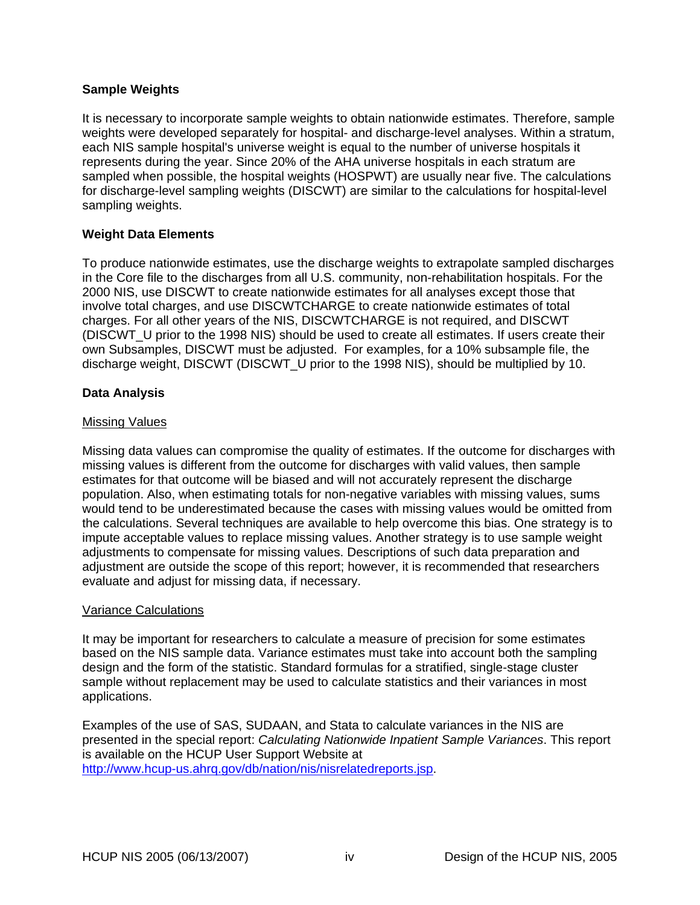## Sample Weights

It is necessary to incorporate sample weights to obtain nationwide estimates. Therefore, sample weights were developed separately for hospital- and discharge-level analyses. Within a stratum, each NIS sample hospital's universe weight is equal to the number of universe hospitals it represents during the year. Since 20% of the AHA universe hospitals in each stratum are sampled when possible, the hospital weights (HOSPWT) are usually near five. The calculations for discharge-level sampling weights (DISCWT) are similar to the calculations for hospital-level sampling weights.

## Weight Data Elements

To produce nationwide estimates, use the discharge weights to extrapolate sampled discharges in the Core file to the discharges from all U.S. community, non-rehabilitation hospitals. For the 2000 NIS, use DISCWT to create nationwide estimates for all analyses except those that involve total charges, and use DISCWTCHARGE to create nationwide estimates of total charges. For all other years of the NIS, DISCWTCHARGE is not required, and DISCWT (DISCWT_U prior to the 1998 NIS) should be used to create all estimates. If users create their own Subsamples, DISCWT must be adjusted. For examples, for a 10% subsample file, the discharge weight, DISCWT (DISCWT_U prior to the 1998 NIS), should be multiplied by 10.

## Data Analysis

### Missing Values

Missing data values can compromise the quality of estimates. If the outcome for discharges with missing values is different from the outcome for discharges with valid values, then sample estimates for that outcome will be biased and will not accurately represent the discharge population. Also, when estimating totals for non-negative variables with missing values, sums would tend to be underestimated because the cases with missing values would be omitted from the calculations. Several techniques are available to help overcome this bias. One strategy is to impute acceptable values to replace missing values. Another strategy is to use sample weight adjustments to compensate for missing values. Descriptions of such data preparation and adjustment are outside the scope of this report; however, it is recommended that researchers evaluate and adjust for missing data, if necessary.

### Variance Calculations

It may be important for researchers to calculate a measure of precision for some estimates based on the NIS sample data. Variance estimates must take into account both the sampling design and the form of the statistic. Standard formulas for a stratified, single-stage cluster sample without replacement may be used to calculate statistics and their variances in most applications.

Examples of the use of SAS, SUDAAN, and Stata to calculate variances in the NIS are presented in the special report: *Calculating Nationwide Inpatient Sample Variances*. This report is available on the HCUP User Support Website at http://www.hcup-us.ahrq.gov/db/nation/nis/nisrelatedreports.jsp.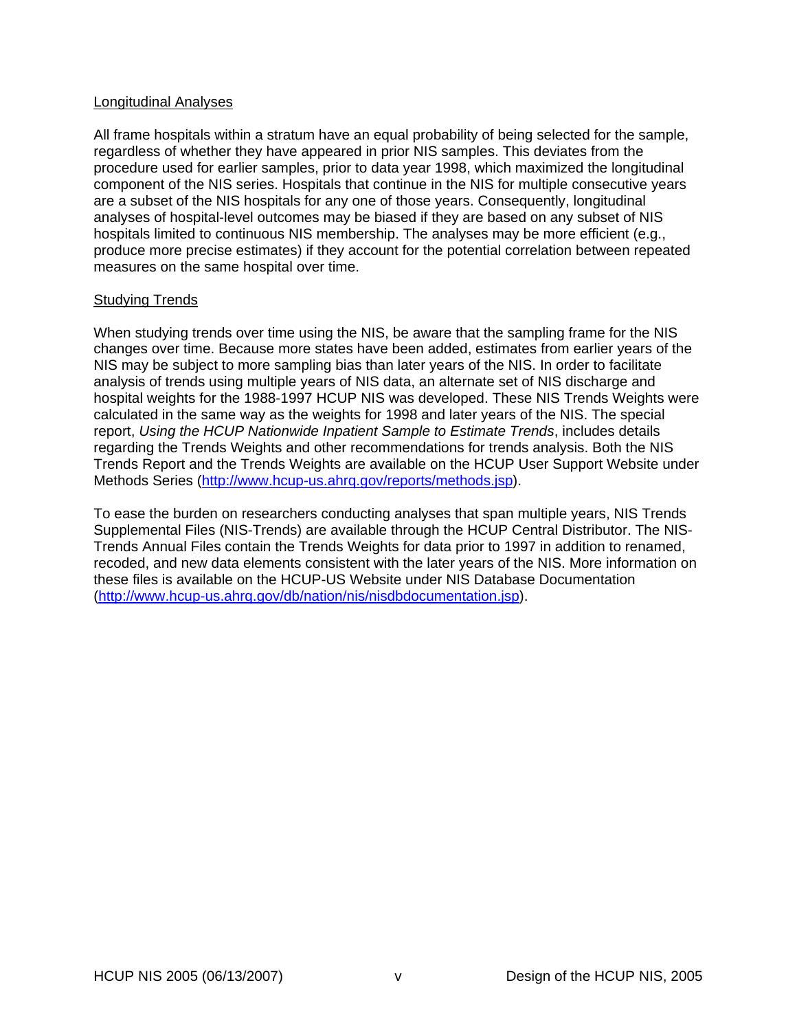### Longitudinal Analyses

All frame hospitals within a stratum have an equal probability of being selected for the sample, regardless of whether they have appeared in prior NIS samples. This deviates from the procedure used for earlier samples, prior to data year 1998, which maximized the longitudinal component of the NIS series. Hospitals that continue in the NIS for multiple consecutive years are a subset of the NIS hospitals for any one of those years. Consequently, longitudinal analyses of hospital-level outcomes may be biased if they are based on any subset of NIS hospitals limited to continuous NIS membership. The analyses may be more efficient (e.g., produce more precise estimates) if they account for the potential correlation between repeated measures on the same hospital over time.

### Studying Trends

When studying trends over time using the NIS, be aware that the sampling frame for the NIS changes over time. Because more states have been added, estimates from earlier years of the NIS may be subject to more sampling bias than later years of the NIS. In order to facilitate analysis of trends using multiple years of NIS data, an alternate set of NIS discharge and hospital weights for the 1988-1997 HCUP NIS was developed. These NIS Trends Weights were calculated in the same way as the weights for 1998 and later years of the NIS. The special report, *Using the HCUP Nationwide Inpatient Sample to Estimate Trends*, includes details regarding the Trends Weights and other recommendations for trends analysis. Both the NIS Trends Report and the Trends Weights are available on the HCUP User Support Website under Methods Series (http://www.hcup-us.ahrq.gov/reports/methods.jsp).

To ease the burden on researchers conducting analyses that span multiple years, NIS Trends Supplemental Files (NIS-Trends) are available through the HCUP Central Distributor. The NIS-Trends Annual Files contain the Trends Weights for data prior to 1997 in addition to renamed, recoded, and new data elements consistent with the later years of the NIS. More information on these files is available on the HCUP-US Website under NIS Database Documentation (http://www.hcup-us.ahrq.gov/db/nation/nis/nisdbdocumentation.jsp).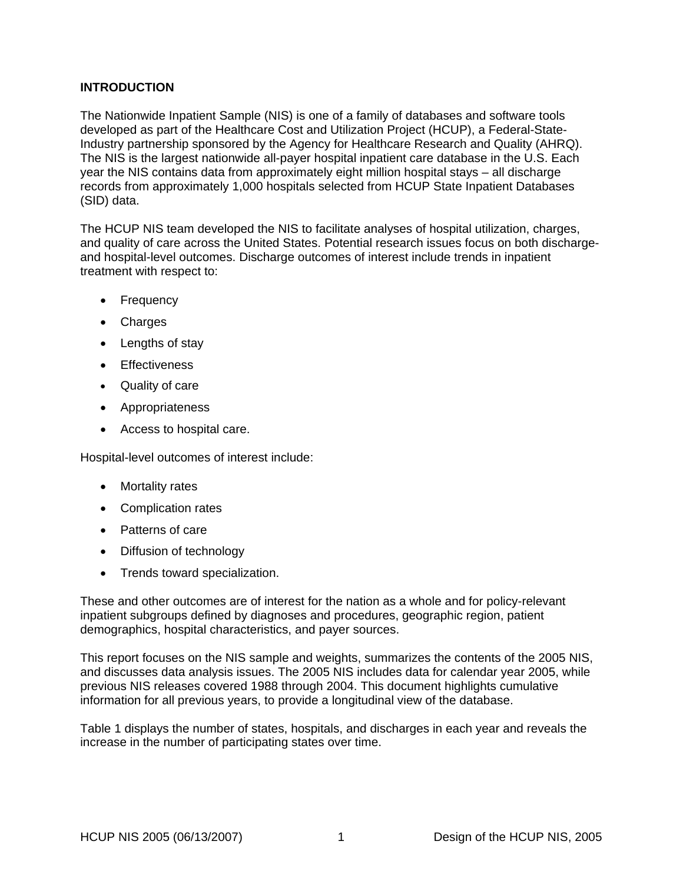# INTRODUCTION

The Nationwide Inpatient Sample (NIS) is one of a family of databases and software tools developed as part of the Healthcare Cost and Utilization Project (HCUP), a Federal-State-Industry partnership sponsored by the Agency for Healthcare Research and Quality (AHRQ). The NIS is the largest nationwide all-payer hospital inpatient care database in the U.S. Each year the NIS contains data from approximately eight million hospital stays – all discharge records from approximately 1,000 hospitals selected from HCUP State Inpatient Databases (SID) data.

The HCUP NIS team developed the NIS to facilitate analyses of hospital utilization, charges, and quality of care across the United States. Potential research issues focus on both discharge- and hospital-level outcomes. Discharge outcomes of interest include trends in inpatient treatment with respect to:

- Frequency
- Charges
- Lengths of stay
- Effectiveness
- Quality of care
- Appropriateness
- Access to hospital care.

Hospital-level outcomes of interest include:

- Mortality rates
- Complication rates
- Patterns of care
- Diffusion of technology
- Trends toward specialization.

These and other outcomes are of interest for the nation as a whole and for policy-relevant inpatient subgroups defined by diagnoses and procedures, geographic region, patient demographics, hospital characteristics, and payer sources.

This report focuses on the NIS sample and weights, summarizes the contents of the 2005 NIS, and discusses data analysis issues. The 2005 NIS includes data for calendar year 2005, while previous NIS releases covered 1988 through 2004. This document highlights cumulative information for all previous years, to provide a longitudinal view of the database.

Table 1 displays the number of states, hospitals, and discharges in each year and reveals the increase in the number of participating states over time.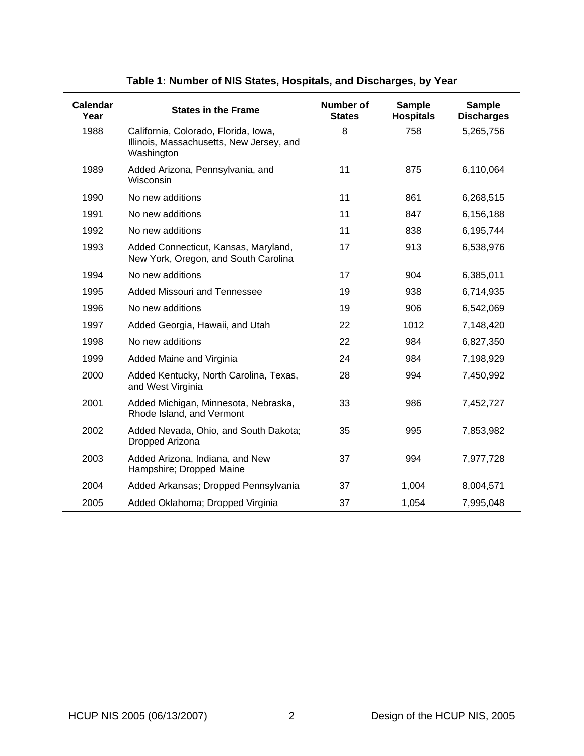**Table 1: Number of NIS States, Hospitals, and Discharges, by Year**

| Calendar Year | States in the Frame | Number of States | Sample Hospitals | Sample Discharges |
|---|---|---|---|---|
| 1988 | California, Colorado, Florida, Iowa, Illinois, Massachusetts, New Jersey, and Washington | 8 | 758 | 5,265,756 |
| 1989 | Added Arizona, Pennsylvania, and Wisconsin | 11 | 875 | 6,110,064 |
| 1990 | No new additions | 11 | 861 | 6,268,515 |
| 1991 | No new additions | 11 | 847 | 6,156,188 |
| 1992 | No new additions | 11 | 838 | 6,195,744 |
| 1993 | Added Connecticut, Kansas, Maryland, New York, Oregon, and South Carolina | 17 | 913 | 6,538,976 |
| 1994 | No new additions | 17 | 904 | 6,385,011 |
| 1995 | Added Missouri and Tennessee | 19 | 938 | 6,714,935 |
| 1996 | No new additions | 19 | 906 | 6,542,069 |
| 1997 | Added Georgia, Hawaii, and Utah | 22 | 1012 | 7,148,420 |
| 1998 | No new additions | 22 | 984 | 6,827,350 |
| 1999 | Added Maine and Virginia | 24 | 984 | 7,198,929 |
| 2000 | Added Kentucky, North Carolina, Texas, and West Virginia | 28 | 994 | 7,450,992 |
| 2001 | Added Michigan, Minnesota, Nebraska, Rhode Island, and Vermont | 33 | 986 | 7,452,727 |
| 2002 | Added Nevada, Ohio, and South Dakota; Dropped Arizona | 35 | 995 | 7,853,982 |
| 2003 | Added Arizona, Indiana, and New Hampshire; Dropped Maine | 37 | 994 | 7,977,728 |
| 2004 | Added Arkansas; Dropped Pennsylvania | 37 | 1,004 | 8,004,571 |
| 2005 | Added Oklahoma; Dropped Virginia | 37 | 1,054 | 7,995,048 |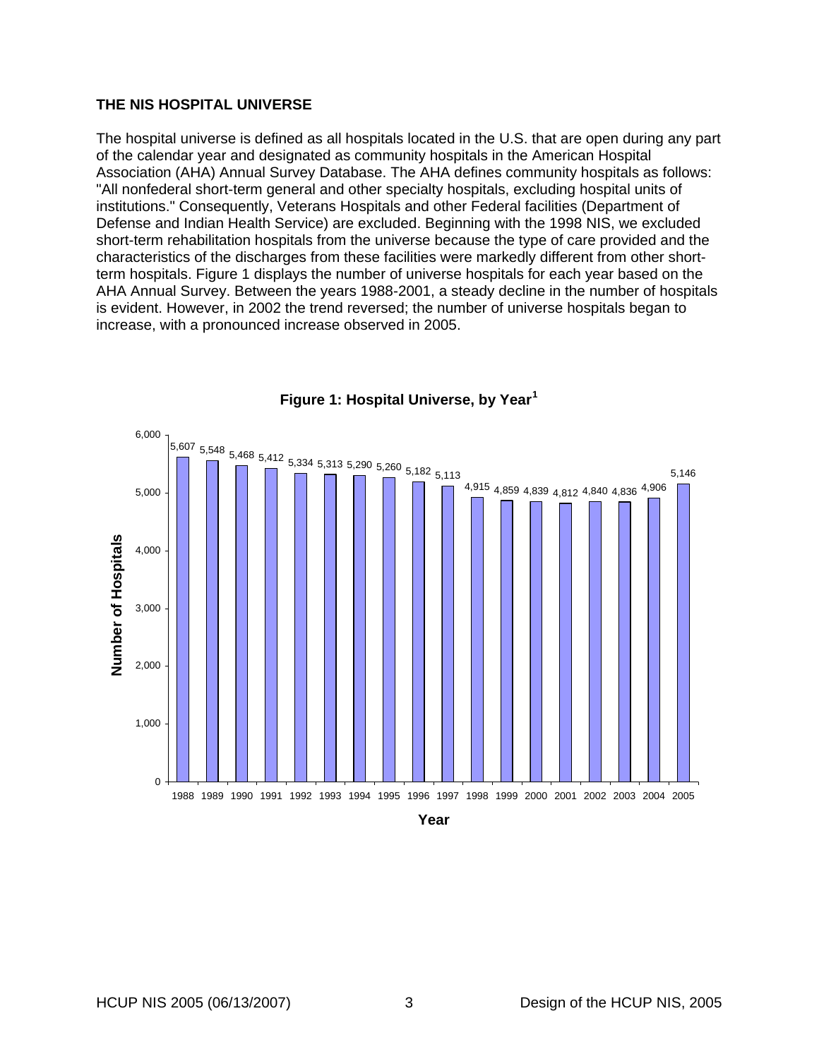## THE NIS HOSPITAL UNIVERSE

The hospital universe is defined as all hospitals located in the U.S. that are open during any part of the calendar year and designated as community hospitals in the American Hospital Association (AHA) Annual Survey Database. The AHA defines community hospitals as follows: "All nonfederal short-term general and other specialty hospitals, excluding hospital units of institutions." Consequently, Veterans Hospitals and other Federal facilities (Department of Defense and Indian Health Service) are excluded. Beginning with the 1998 NIS, we excluded short-term rehabilitation hospitals from the universe because the type of care provided and the characteristics of the discharges from these facilities were markedly different from other short-term hospitals. Figure 1 displays the number of universe hospitals for each year based on the AHA Annual Survey. Between the years 1988-2001, a steady decline in the number of hospitals is evident. However, in 2002 the trend reversed; the number of universe hospitals began to increase, with a pronounced increase observed in 2005.

**Figure 1: Hospital Universe, by Year[1]**

| Year | Number of Hospitals |
|---|---|
| 1988 | 5,607 |
| 1989 | 5,548 |
| 1990 | 5,468 |
| 1991 | 5,412 |
| 1992 | 5,334 |
| 1993 | 5,313 |
| 1994 | 5,290 |
| 1995 | 5,260 |
| 1996 | 5,182 |
| 1997 | 5,113 |
| 1998 | 4,915 |
| 1999 | 4,859 |
| 2000 | 4,839 |
| 2001 | 4,812 |
| 2002 | 4,840 |
| 2003 | 4,836 |
| 2004 | 4,906 |
| 2005 | 5,146 |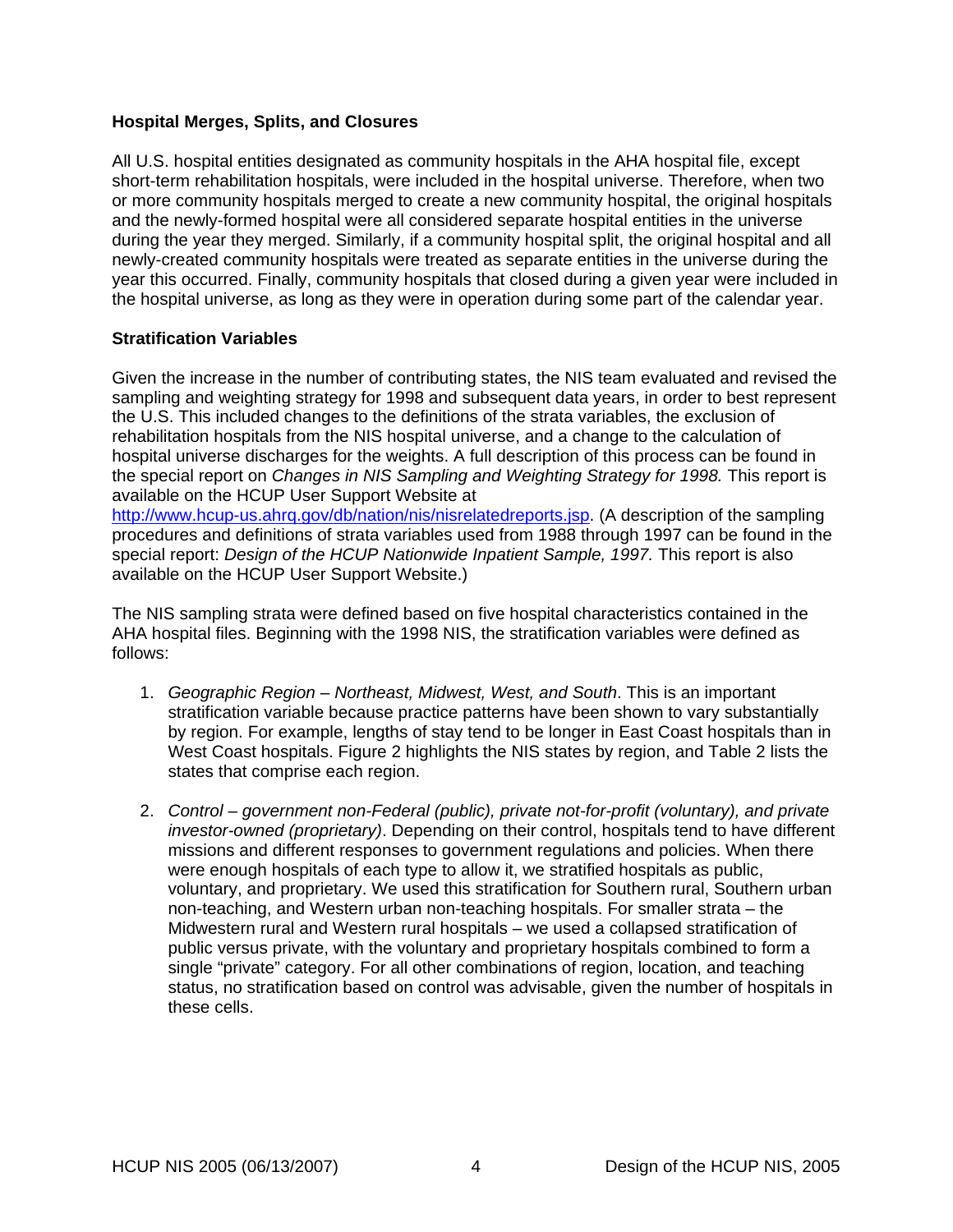### Hospital Merges, Splits, and Closures

All U.S. hospital entities designated as community hospitals in the AHA hospital file, except short-term rehabilitation hospitals, were included in the hospital universe. Therefore, when two or more community hospitals merged to create a new community hospital, the original hospitals and the newly-formed hospital were all considered separate hospital entities in the universe during the year they merged. Similarly, if a community hospital split, the original hospital and all newly-created community hospitals were treated as separate entities in the universe during the year this occurred. Finally, community hospitals that closed during a given year were included in the hospital universe, as long as they were in operation during some part of the calendar year.

### Stratification Variables

Given the increase in the number of contributing states, the NIS team evaluated and revised the sampling and weighting strategy for 1998 and subsequent data years, in order to best represent the U.S. This included changes to the definitions of the strata variables, the exclusion of rehabilitation hospitals from the NIS hospital universe, and a change to the calculation of hospital universe discharges for the weights. A full description of this process can be found in the special report on *Changes in NIS Sampling and Weighting Strategy for 1998.* This report is available on the HCUP User Support Website at [http://www.hcup-us.ahrq.gov/db/nation/nis/nisrelatedreports.jsp](http://www.hcup-us.ahrq.gov/db/nation/nis/nisrelatedreports.jsp). (A description of the sampling procedures and definitions of strata variables used from 1988 through 1997 can be found in the special report: *Design of the HCUP Nationwide Inpatient Sample, 1997.* This report is also available on the HCUP User Support Website.)

The NIS sampling strata were defined based on five hospital characteristics contained in the AHA hospital files. Beginning with the 1998 NIS, the stratification variables were defined as follows:

1. *Geographic Region – Northeast, Midwest, West, and South*. This is an important stratification variable because practice patterns have been shown to vary substantially by region. For example, lengths of stay tend to be longer in East Coast hospitals than in West Coast hospitals. Figure 2 highlights the NIS states by region, and Table 2 lists the states that comprise each region.

2. *Control – government non-Federal (public), private not-for-profit (voluntary), and private investor-owned (proprietary)*. Depending on their control, hospitals tend to have different missions and different responses to government regulations and policies. When there were enough hospitals of each type to allow it, we stratified hospitals as public, voluntary, and proprietary. We used this stratification for Southern rural, Southern urban non-teaching, and Western urban non-teaching hospitals. For smaller strata – the Midwestern rural and Western rural hospitals – we used a collapsed stratification of public versus private, with the voluntary and proprietary hospitals combined to form a single "private" category. For all other combinations of region, location, and teaching status, no stratification based on control was advisable, given the number of hospitals in these cells.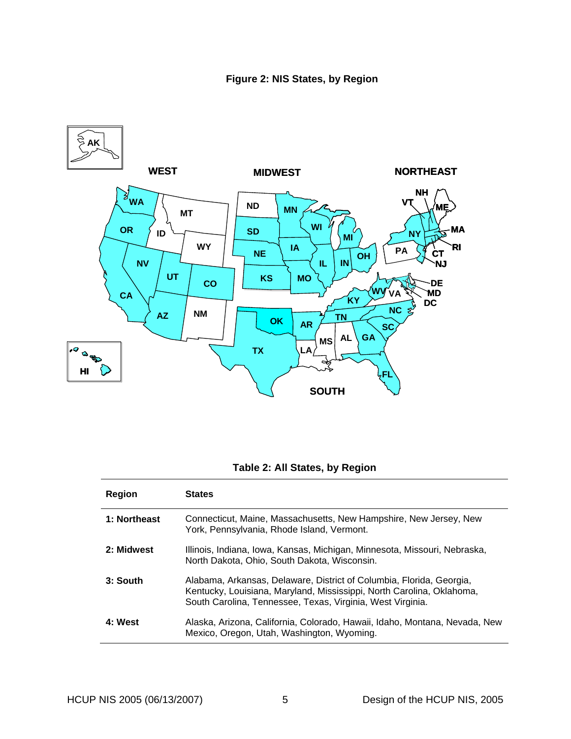**Figure 2: NIS States, by Region**

**Table 2: All States, by Region**

| Region | States |
|---|---|
| **1: Northeast** | Connecticut, Maine, Massachusetts, New Hampshire, New Jersey, New York, Pennsylvania, Rhode Island, Vermont. |
| **2: Midwest** | Illinois, Indiana, Iowa, Kansas, Michigan, Minnesota, Missouri, Nebraska, North Dakota, Ohio, South Dakota, Wisconsin. |
| **3: South** | Alabama, Arkansas, Delaware, District of Columbia, Florida, Georgia, Kentucky, Louisiana, Maryland, Mississippi, North Carolina, Oklahoma, South Carolina, Tennessee, Texas, Virginia, West Virginia. |
| **4: West** | Alaska, Arizona, California, Colorado, Hawaii, Idaho, Montana, Nevada, New Mexico, Oregon, Utah, Washington, Wyoming. |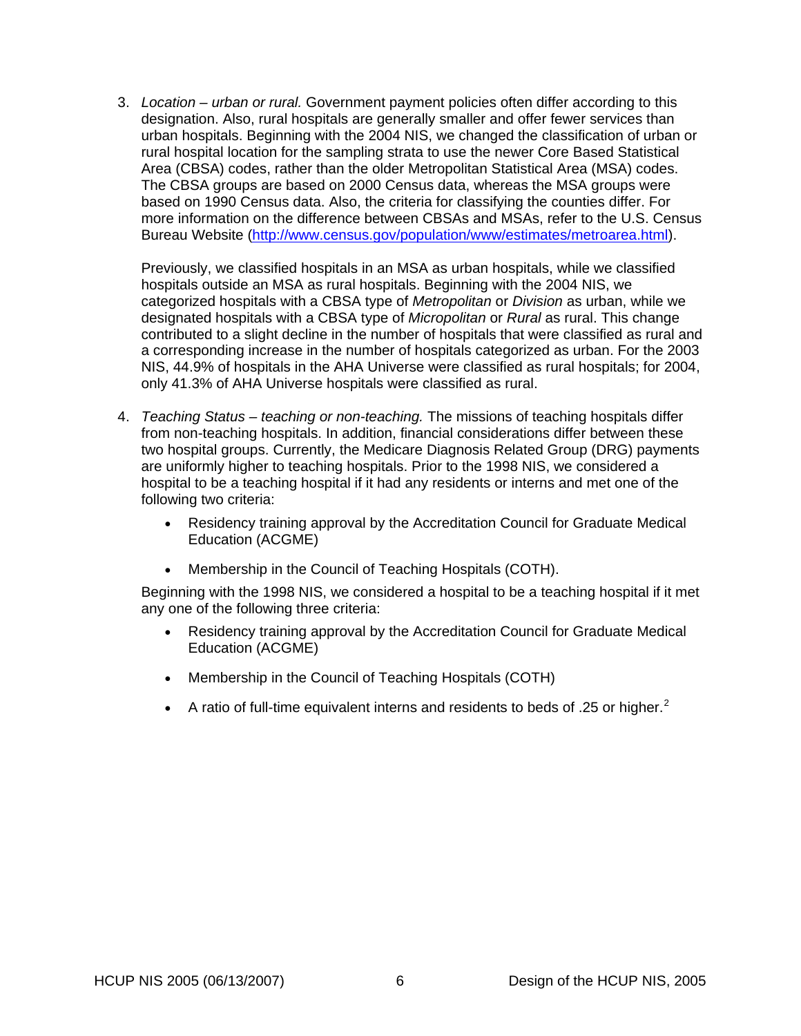3. *Location – urban or rural.* Government payment policies often differ according to this designation. Also, rural hospitals are generally smaller and offer fewer services than urban hospitals. Beginning with the 2004 NIS, we changed the classification of urban or rural hospital location for the sampling strata to use the newer Core Based Statistical Area (CBSA) codes, rather than the older Metropolitan Statistical Area (MSA) codes. The CBSA groups are based on 2000 Census data, whereas the MSA groups were based on 1990 Census data. Also, the criteria for classifying the counties differ. For more information on the difference between CBSAs and MSAs, refer to the U.S. Census Bureau Website (http://www.census.gov/population/www/estimates/metroarea.html).

   Previously, we classified hospitals in an MSA as urban hospitals, while we classified hospitals outside an MSA as rural hospitals. Beginning with the 2004 NIS, we categorized hospitals with a CBSA type of *Metropolitan* or *Division* as urban, while we designated hospitals with a CBSA type of *Micropolitan* or *Rural* as rural. This change contributed to a slight decline in the number of hospitals that were classified as rural and a corresponding increase in the number of hospitals categorized as urban. For the 2003 NIS, 44.9% of hospitals in the AHA Universe were classified as rural hospitals; for 2004, only 41.3% of AHA Universe hospitals were classified as rural.

4. *Teaching Status – teaching or non-teaching.* The missions of teaching hospitals differ from non-teaching hospitals. In addition, financial considerations differ between these two hospital groups. Currently, the Medicare Diagnosis Related Group (DRG) payments are uniformly higher to teaching hospitals. Prior to the 1998 NIS, we considered a hospital to be a teaching hospital if it had any residents or interns and met one of the following two criteria:

   - Residency training approval by the Accreditation Council for Graduate Medical Education (ACGME)
   - Membership in the Council of Teaching Hospitals (COTH).

   Beginning with the 1998 NIS, we considered a hospital to be a teaching hospital if it met any one of the following three criteria:

   - Residency training approval by the Accreditation Council for Graduate Medical Education (ACGME)
   - Membership in the Council of Teaching Hospitals (COTH)
   - A ratio of full-time equivalent interns and residents to beds of .25 or higher.[2]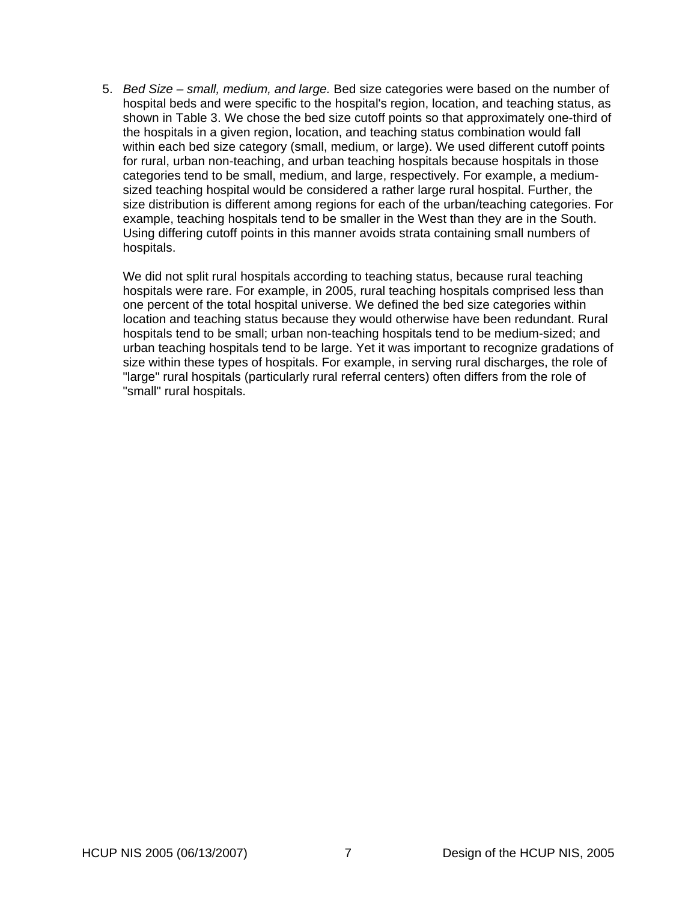5. *Bed Size – small, medium, and large.* Bed size categories were based on the number of hospital beds and were specific to the hospital's region, location, and teaching status, as shown in Table 3. We chose the bed size cutoff points so that approximately one-third of the hospitals in a given region, location, and teaching status combination would fall within each bed size category (small, medium, or large). We used different cutoff points for rural, urban non-teaching, and urban teaching hospitals because hospitals in those categories tend to be small, medium, and large, respectively. For example, a medium-sized teaching hospital would be considered a rather large rural hospital. Further, the size distribution is different among regions for each of the urban/teaching categories. For example, teaching hospitals tend to be smaller in the West than they are in the South. Using differing cutoff points in this manner avoids strata containing small numbers of hospitals.

   We did not split rural hospitals according to teaching status, because rural teaching hospitals were rare. For example, in 2005, rural teaching hospitals comprised less than one percent of the total hospital universe. We defined the bed size categories within location and teaching status because they would otherwise have been redundant. Rural hospitals tend to be small; urban non-teaching hospitals tend to be medium-sized; and urban teaching hospitals tend to be large. Yet it was important to recognize gradations of size within these types of hospitals. For example, in serving rural discharges, the role of "large" rural hospitals (particularly rural referral centers) often differs from the role of "small" rural hospitals.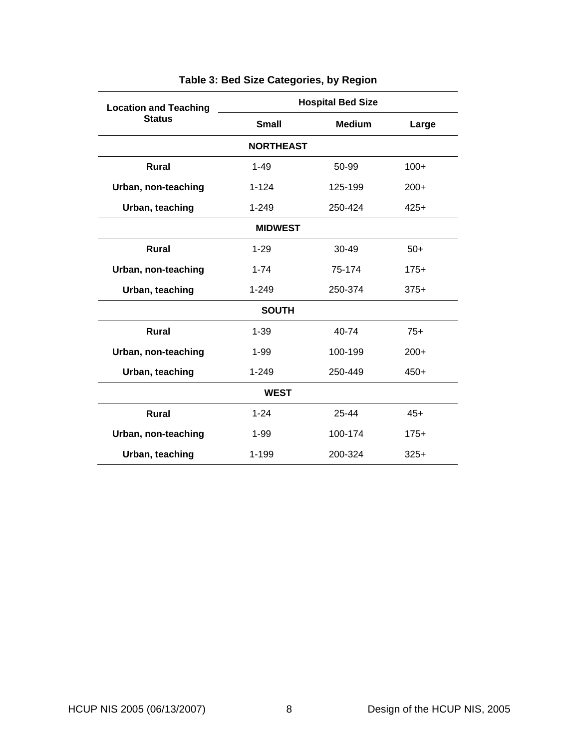**Table 3: Bed Size Categories, by Region**

| Location and Teaching Status | Hospital Bed Size | | |
|---|---|---|---|
| | **Small** | **Medium** | **Large** |
| **NORTHEAST** | | | |
| **Rural** | 1-49 | 50-99 | 100+ |
| **Urban, non-teaching** | 1-124 | 125-199 | 200+ |
| **Urban, teaching** | 1-249 | 250-424 | 425+ |
| **MIDWEST** | | | |
| **Rural** | 1-29 | 30-49 | 50+ |
| **Urban, non-teaching** | 1-74 | 75-174 | 175+ |
| **Urban, teaching** | 1-249 | 250-374 | 375+ |
| **SOUTH** | | | |
| **Rural** | 1-39 | 40-74 | 75+ |
| **Urban, non-teaching** | 1-99 | 100-199 | 200+ |
| **Urban, teaching** | 1-249 | 250-449 | 450+ |
| **WEST** | | | |
| **Rural** | 1-24 | 25-44 | 45+ |
| **Urban, non-teaching** | 1-99 | 100-174 | 175+ |
| **Urban, teaching** | 1-199 | 200-324 | 325+ |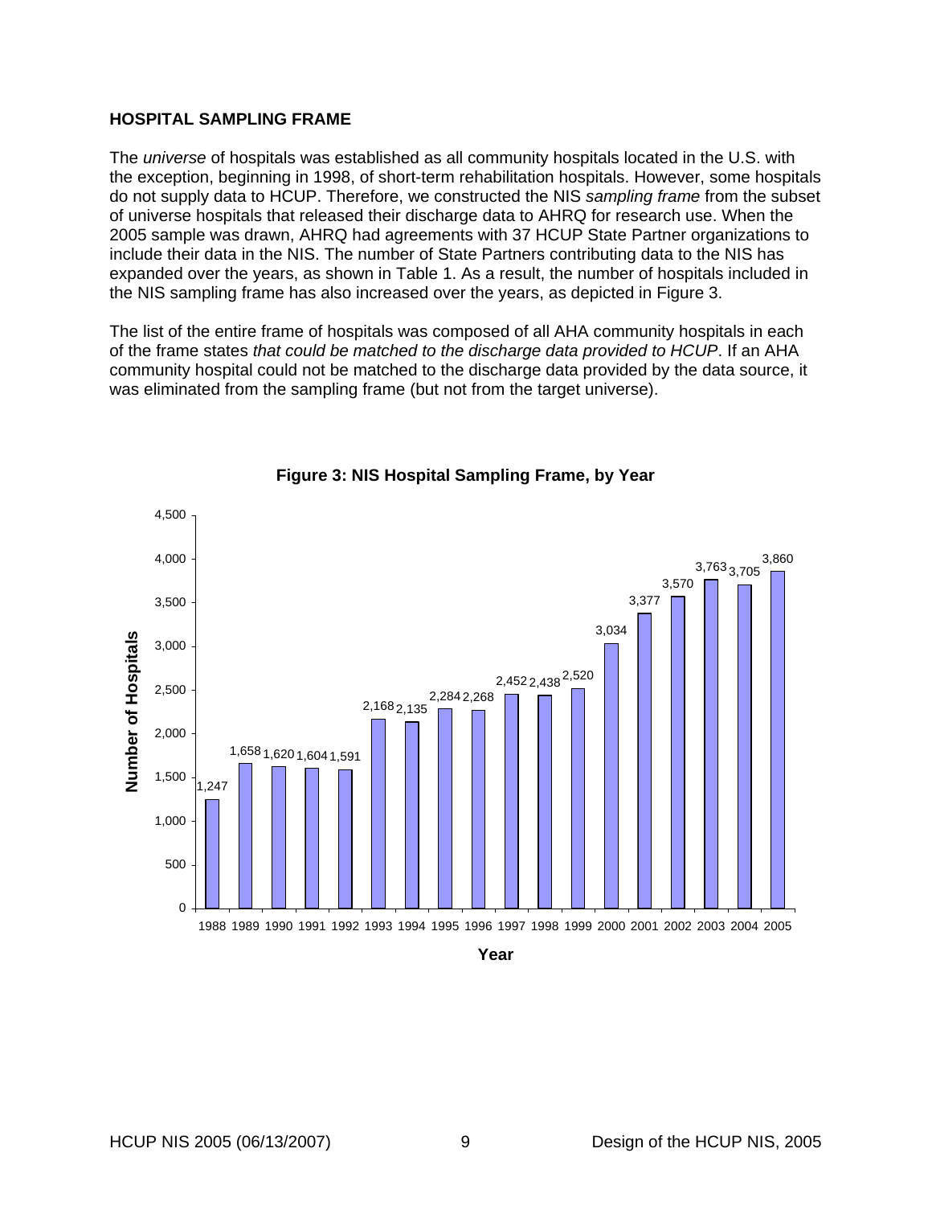## HOSPITAL SAMPLING FRAME

The *universe* of hospitals was established as all community hospitals located in the U.S. with the exception, beginning in 1998, of short-term rehabilitation hospitals. However, some hospitals do not supply data to HCUP. Therefore, we constructed the NIS *sampling frame* from the subset of universe hospitals that released their discharge data to AHRQ for research use. When the 2005 sample was drawn, AHRQ had agreements with 37 HCUP State Partner organizations to include their data in the NIS. The number of State Partners contributing data to the NIS has expanded over the years, as shown in Table 1. As a result, the number of hospitals included in the NIS sampling frame has also increased over the years, as depicted in Figure 3.

The list of the entire frame of hospitals was composed of all AHA community hospitals in each of the frame states *that could be matched to the discharge data provided to HCUP*. If an AHA community hospital could not be matched to the discharge data provided by the data source, it was eliminated from the sampling frame (but not from the target universe).

**Figure 3: NIS Hospital Sampling Frame, by Year**

| Year | Number of Hospitals |
|---|---|
| 1988 | 1,247 |
| 1989 | 1,658 |
| 1990 | 1,620 |
| 1991 | 1,604 |
| 1992 | 1,591 |
| 1993 | 2,168 |
| 1994 | 2,135 |
| 1995 | 2,284 |
| 1996 | 2,268 |
| 1997 | 2,452 |
| 1998 | 2,438 |
| 1999 | 2,520 |
| 2000 | 3,034 |
| 2001 | 3,377 |
| 2002 | 3,570 |
| 2003 | 3,763 |
| 2004 | 3,705 |
| 2005 | 3,860 |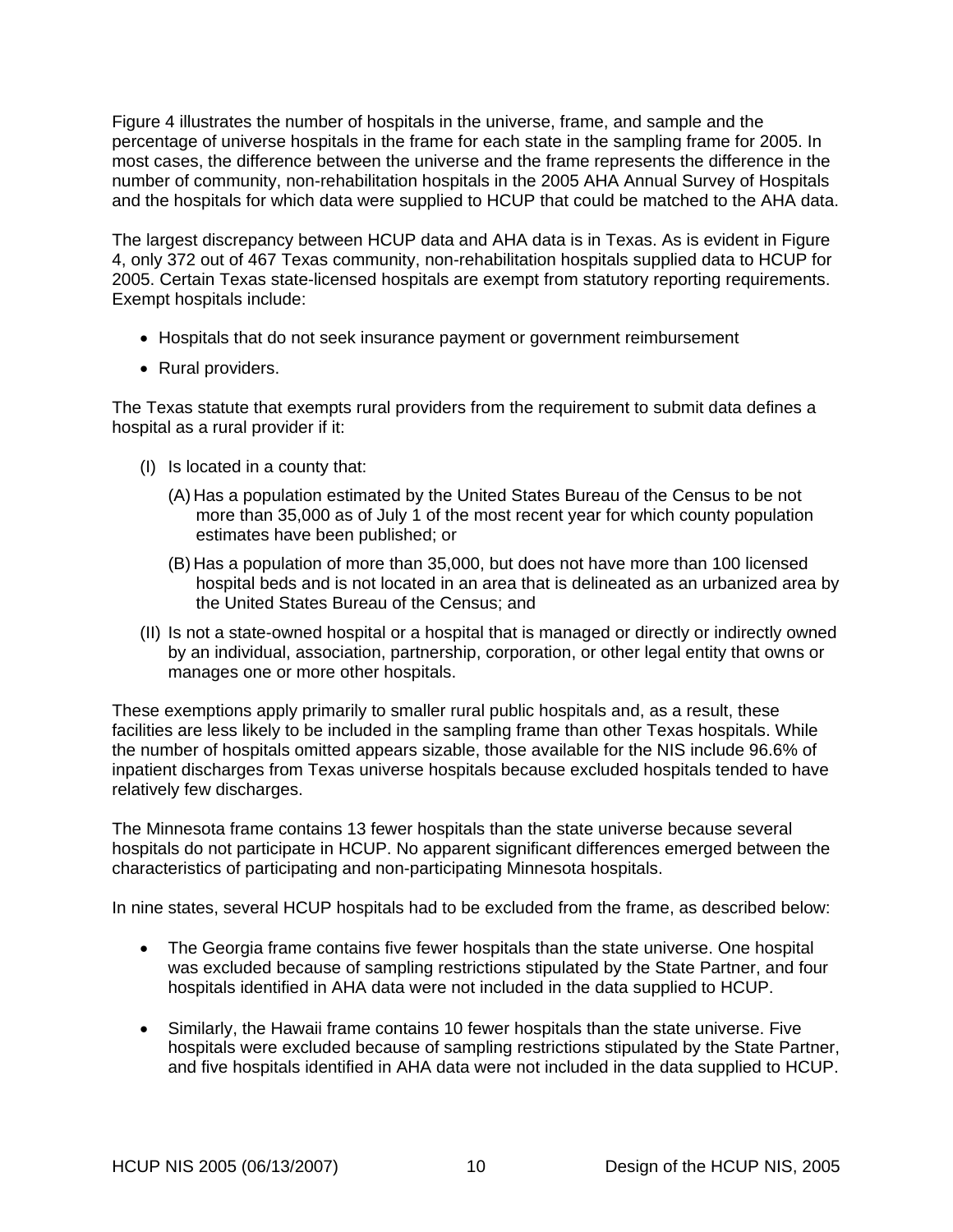Figure 4 illustrates the number of hospitals in the universe, frame, and sample and the percentage of universe hospitals in the frame for each state in the sampling frame for 2005. In most cases, the difference between the universe and the frame represents the difference in the number of community, non-rehabilitation hospitals in the 2005 AHA Annual Survey of Hospitals and the hospitals for which data were supplied to HCUP that could be matched to the AHA data.

The largest discrepancy between HCUP data and AHA data is in Texas. As is evident in Figure 4, only 372 out of 467 Texas community, non-rehabilitation hospitals supplied data to HCUP for 2005. Certain Texas state-licensed hospitals are exempt from statutory reporting requirements. Exempt hospitals include:

- Hospitals that do not seek insurance payment or government reimbursement
- Rural providers.

The Texas statute that exempts rural providers from the requirement to submit data defines a hospital as a rural provider if it:

(I) Is located in a county that:

  (A) Has a population estimated by the United States Bureau of the Census to be not more than 35,000 as of July 1 of the most recent year for which county population estimates have been published; or

  (B) Has a population of more than 35,000, but does not have more than 100 licensed hospital beds and is not located in an area that is delineated as an urbanized area by the United States Bureau of the Census; and

(II) Is not a state-owned hospital or a hospital that is managed or directly or indirectly owned by an individual, association, partnership, corporation, or other legal entity that owns or manages one or more other hospitals.

These exemptions apply primarily to smaller rural public hospitals and, as a result, these facilities are less likely to be included in the sampling frame than other Texas hospitals. While the number of hospitals omitted appears sizable, those available for the NIS include 96.6% of inpatient discharges from Texas universe hospitals because excluded hospitals tended to have relatively few discharges.

The Minnesota frame contains 13 fewer hospitals than the state universe because several hospitals do not participate in HCUP. No apparent significant differences emerged between the characteristics of participating and non-participating Minnesota hospitals.

In nine states, several HCUP hospitals had to be excluded from the frame, as described below:

- The Georgia frame contains five fewer hospitals than the state universe. One hospital was excluded because of sampling restrictions stipulated by the State Partner, and four hospitals identified in AHA data were not included in the data supplied to HCUP.

- Similarly, the Hawaii frame contains 10 fewer hospitals than the state universe. Five hospitals were excluded because of sampling restrictions stipulated by the State Partner, and five hospitals identified in AHA data were not included in the data supplied to HCUP.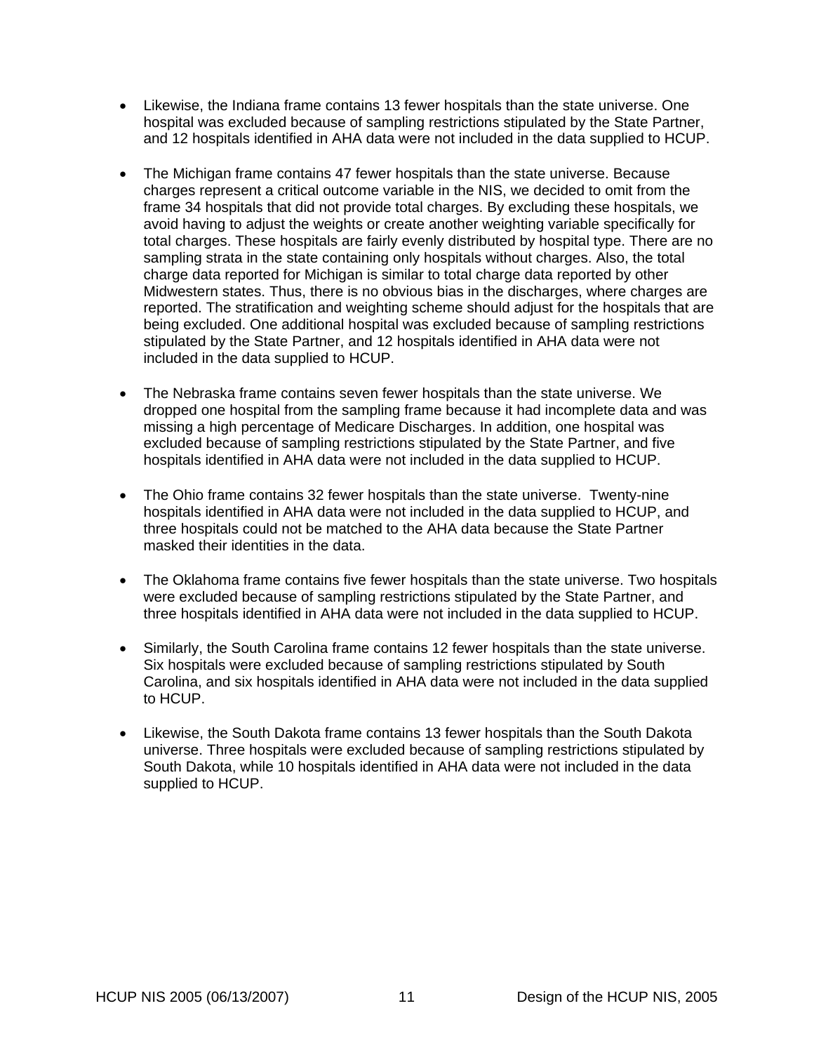- Likewise, the Indiana frame contains 13 fewer hospitals than the state universe. One hospital was excluded because of sampling restrictions stipulated by the State Partner, and 12 hospitals identified in AHA data were not included in the data supplied to HCUP.

- The Michigan frame contains 47 fewer hospitals than the state universe. Because charges represent a critical outcome variable in the NIS, we decided to omit from the frame 34 hospitals that did not provide total charges. By excluding these hospitals, we avoid having to adjust the weights or create another weighting variable specifically for total charges. These hospitals are fairly evenly distributed by hospital type. There are no sampling strata in the state containing only hospitals without charges. Also, the total charge data reported for Michigan is similar to total charge data reported by other Midwestern states. Thus, there is no obvious bias in the discharges, where charges are reported. The stratification and weighting scheme should adjust for the hospitals that are being excluded. One additional hospital was excluded because of sampling restrictions stipulated by the State Partner, and 12 hospitals identified in AHA data were not included in the data supplied to HCUP.

- The Nebraska frame contains seven fewer hospitals than the state universe. We dropped one hospital from the sampling frame because it had incomplete data and was missing a high percentage of Medicare Discharges. In addition, one hospital was excluded because of sampling restrictions stipulated by the State Partner, and five hospitals identified in AHA data were not included in the data supplied to HCUP.

- The Ohio frame contains 32 fewer hospitals than the state universe. Twenty-nine hospitals identified in AHA data were not included in the data supplied to HCUP, and three hospitals could not be matched to the AHA data because the State Partner masked their identities in the data.

- The Oklahoma frame contains five fewer hospitals than the state universe. Two hospitals were excluded because of sampling restrictions stipulated by the State Partner, and three hospitals identified in AHA data were not included in the data supplied to HCUP.

- Similarly, the South Carolina frame contains 12 fewer hospitals than the state universe. Six hospitals were excluded because of sampling restrictions stipulated by South Carolina, and six hospitals identified in AHA data were not included in the data supplied to HCUP.

- Likewise, the South Dakota frame contains 13 fewer hospitals than the South Dakota universe. Three hospitals were excluded because of sampling restrictions stipulated by South Dakota, while 10 hospitals identified in AHA data were not included in the data supplied to HCUP.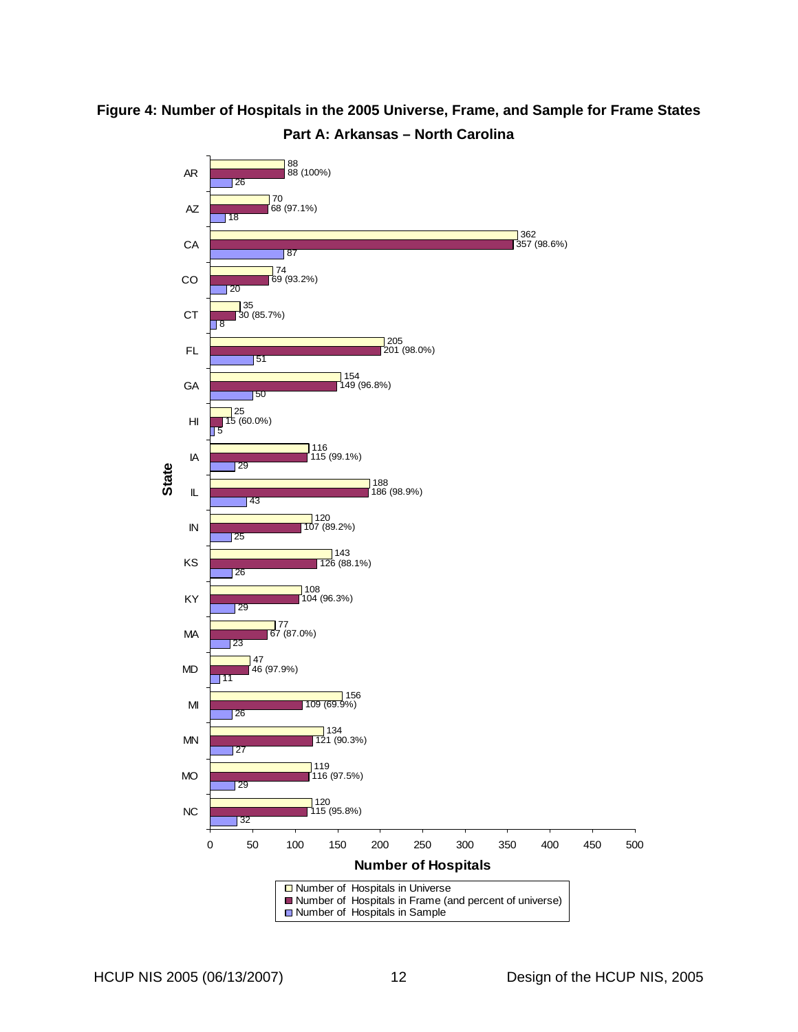**Figure 4: Number of Hospitals in the 2005 Universe, Frame, and Sample for Frame States**

**Part A: Arkansas – North Carolina**

| State | Number of Hospitals in Universe | Number of Hospitals in Frame (and percent of universe) | Number of Hospitals in Sample |
|---|---|---|---|
| AR | 88 | 88 (100%) | 26 |
| AZ | 70 | 68 (97.1%) | 18 |
| CA | 362 | 357 (98.6%) | 87 |
| CO | 74 | 69 (93.2%) | 20 |
| CT | 35 | 30 (85.7%) | 8 |
| FL | 205 | 201 (98.0%) | 51 |
| GA | 154 | 149 (96.8%) | 50 |
| HI | 25 | 15 (60.0%) | 5 |
| IA | 116 | 115 (99.1%) | 29 |
| IL | 188 | 186 (98.9%) | 43 |
| IN | 120 | 107 (89.2%) | 25 |
| KS | 143 | 126 (88.1%) | 26 |
| KY | 108 | 104 (96.3%) | 29 |
| MA | 77 | 67 (87.0%) | 23 |
| MD | 47 | 46 (97.9%) | 11 |
| MI | 156 | 109 (69.9%) | 26 |
| MN | 134 | 121 (90.3%) | 27 |
| MO | 119 | 116 (97.5%) | 29 |
| NC | 120 | 115 (95.8%) | 32 |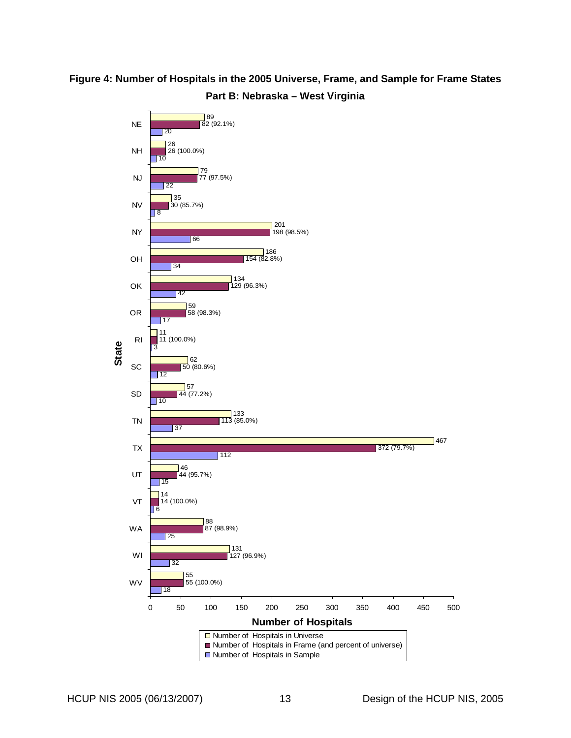**Figure 4: Number of Hospitals in the 2005 Universe, Frame, and Sample for Frame States**

**Part B: Nebraska – West Virginia**

| State | Number of Hospitals in Universe | Number of Hospitals in Frame (and percent of universe) | Number of Hospitals in Sample |
|---|---|---|---|
| NE | 89 | 82 (92.1%) | 20 |
| NH | 26 | 26 (100.0%) | 10 |
| NJ | 79 | 77 (97.5%) | 22 |
| NV | 35 | 30 (85.7%) | 8 |
| NY | 201 | 198 (98.5%) | 66 |
| OH | 186 | 154 (82.8%) | 34 |
| OK | 134 | 129 (96.3%) | 42 |
| OR | 59 | 58 (98.3%) | 17 |
| RI | 11 | 11 (100.0%) | 3 |
| SC | 62 | 50 (80.6%) | 12 |
| SD | 57 | 44 (77.2%) | 10 |
| TN | 133 | 113 (85.0%) | 37 |
| TX | 467 | 372 (79.7%) | 112 |
| UT | 46 | 44 (95.7%) | 15 |
| VT | 14 | 14 (100.0%) | 6 |
| WA | 88 | 87 (98.9%) | 25 |
| WI | 131 | 127 (96.9%) | 32 |
| WV | 55 | 55 (100.0%) | 18 |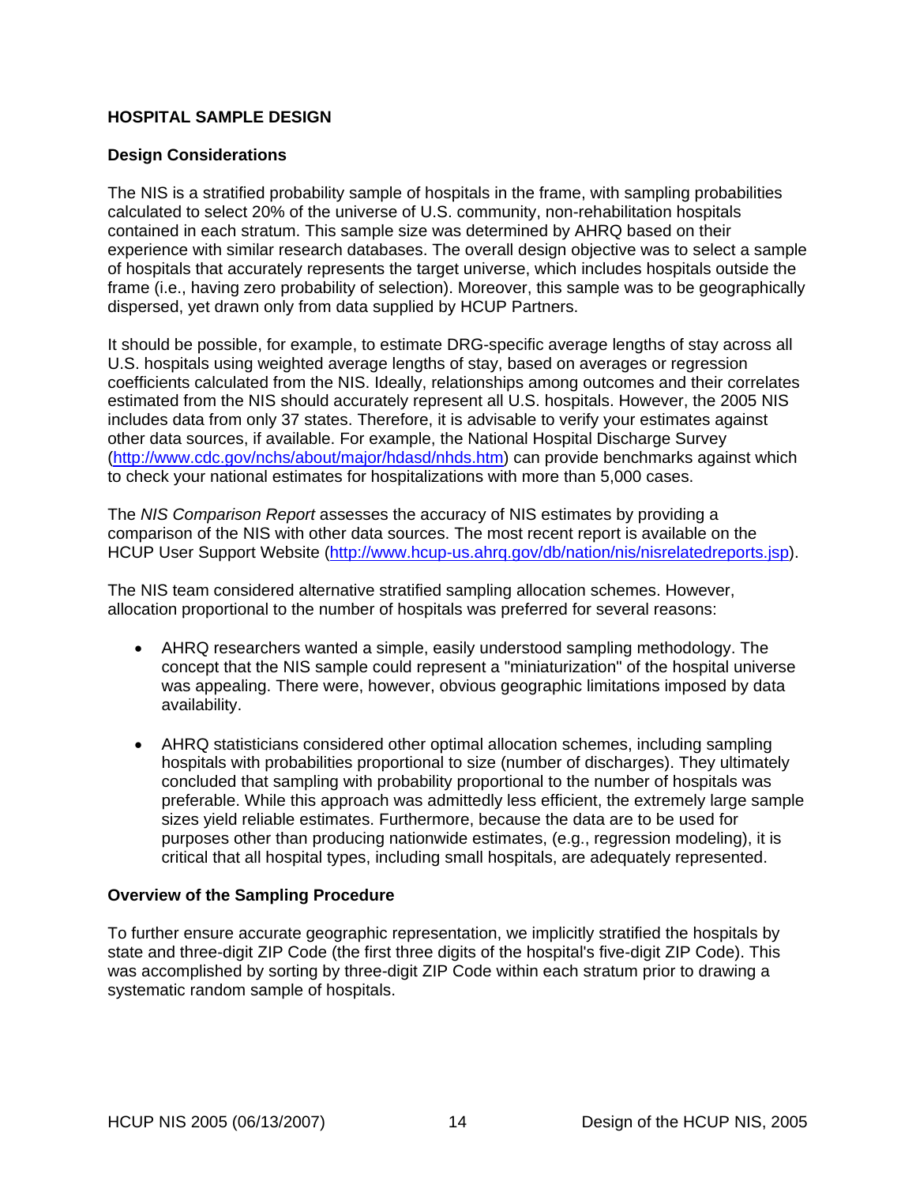## HOSPITAL SAMPLE DESIGN

### Design Considerations

The NIS is a stratified probability sample of hospitals in the frame, with sampling probabilities calculated to select 20% of the universe of U.S. community, non-rehabilitation hospitals contained in each stratum. This sample size was determined by AHRQ based on their experience with similar research databases. The overall design objective was to select a sample of hospitals that accurately represents the target universe, which includes hospitals outside the frame (i.e., having zero probability of selection). Moreover, this sample was to be geographically dispersed, yet drawn only from data supplied by HCUP Partners.

It should be possible, for example, to estimate DRG-specific average lengths of stay across all U.S. hospitals using weighted average lengths of stay, based on averages or regression coefficients calculated from the NIS. Ideally, relationships among outcomes and their correlates estimated from the NIS should accurately represent all U.S. hospitals. However, the 2005 NIS includes data from only 37 states. Therefore, it is advisable to verify your estimates against other data sources, if available. For example, the National Hospital Discharge Survey (http://www.cdc.gov/nchs/about/major/hdasd/nhds.htm) can provide benchmarks against which to check your national estimates for hospitalizations with more than 5,000 cases.

The *NIS Comparison Report* assesses the accuracy of NIS estimates by providing a comparison of the NIS with other data sources. The most recent report is available on the HCUP User Support Website (http://www.hcup-us.ahrq.gov/db/nation/nis/nisrelatedreports.jsp).

The NIS team considered alternative stratified sampling allocation schemes. However, allocation proportional to the number of hospitals was preferred for several reasons:

- AHRQ researchers wanted a simple, easily understood sampling methodology. The concept that the NIS sample could represent a "miniaturization" of the hospital universe was appealing. There were, however, obvious geographic limitations imposed by data availability.

- AHRQ statisticians considered other optimal allocation schemes, including sampling hospitals with probabilities proportional to size (number of discharges). They ultimately concluded that sampling with probability proportional to the number of hospitals was preferable. While this approach was admittedly less efficient, the extremely large sample sizes yield reliable estimates. Furthermore, because the data are to be used for purposes other than producing nationwide estimates, (e.g., regression modeling), it is critical that all hospital types, including small hospitals, are adequately represented.

### Overview of the Sampling Procedure

To further ensure accurate geographic representation, we implicitly stratified the hospitals by state and three-digit ZIP Code (the first three digits of the hospital's five-digit ZIP Code). This was accomplished by sorting by three-digit ZIP Code within each stratum prior to drawing a systematic random sample of hospitals.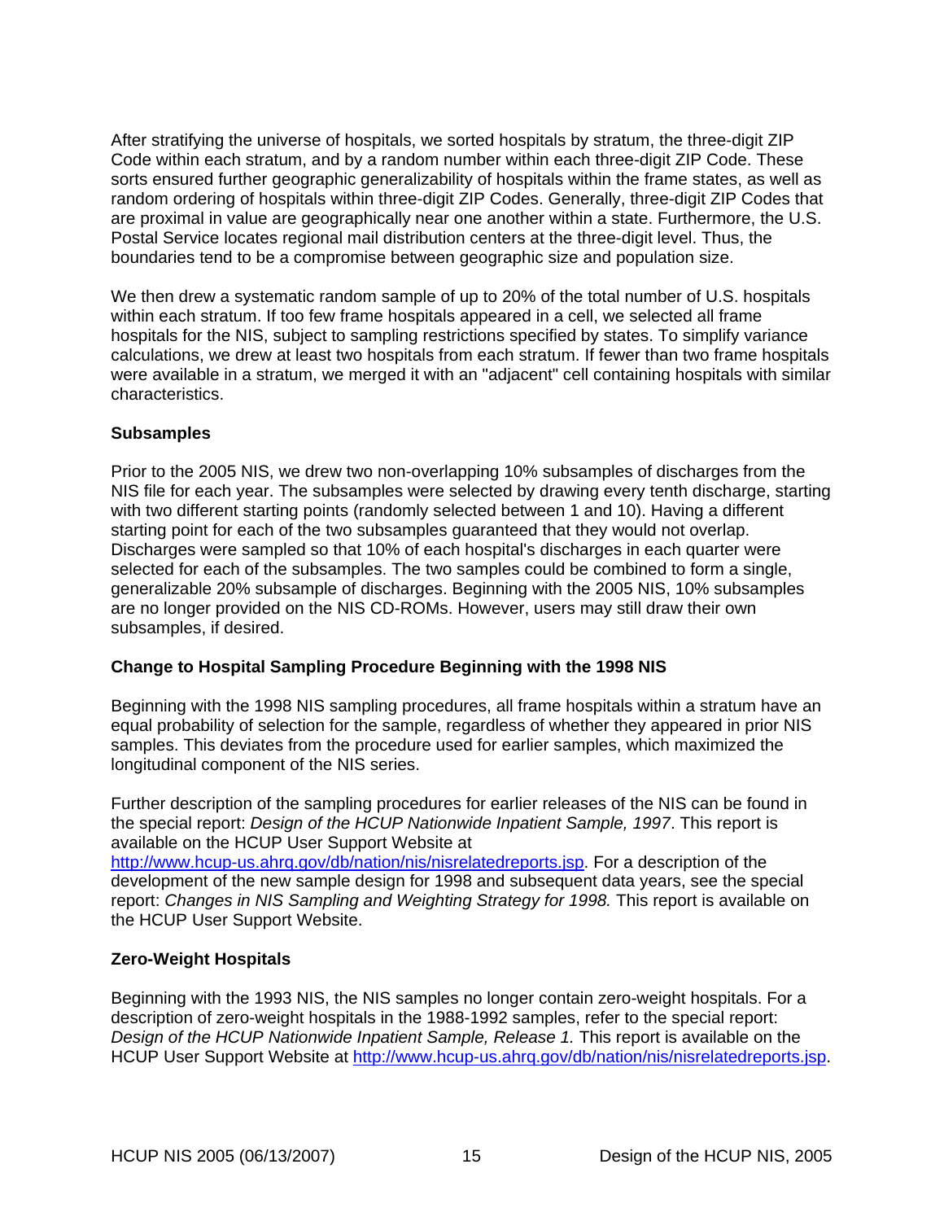After stratifying the universe of hospitals, we sorted hospitals by stratum, the three-digit ZIP Code within each stratum, and by a random number within each three-digit ZIP Code. These sorts ensured further geographic generalizability of hospitals within the frame states, as well as random ordering of hospitals within three-digit ZIP Codes. Generally, three-digit ZIP Codes that are proximal in value are geographically near one another within a state. Furthermore, the U.S. Postal Service locates regional mail distribution centers at the three-digit level. Thus, the boundaries tend to be a compromise between geographic size and population size.

We then drew a systematic random sample of up to 20% of the total number of U.S. hospitals within each stratum. If too few frame hospitals appeared in a cell, we selected all frame hospitals for the NIS, subject to sampling restrictions specified by states. To simplify variance calculations, we drew at least two hospitals from each stratum. If fewer than two frame hospitals were available in a stratum, we merged it with an "adjacent" cell containing hospitals with similar characteristics.

**Subsamples**

Prior to the 2005 NIS, we drew two non-overlapping 10% subsamples of discharges from the NIS file for each year. The subsamples were selected by drawing every tenth discharge, starting with two different starting points (randomly selected between 1 and 10). Having a different starting point for each of the two subsamples guaranteed that they would not overlap. Discharges were sampled so that 10% of each hospital's discharges in each quarter were selected for each of the subsamples. The two samples could be combined to form a single, generalizable 20% subsample of discharges. Beginning with the 2005 NIS, 10% subsamples are no longer provided on the NIS CD-ROMs. However, users may still draw their own subsamples, if desired.

**Change to Hospital Sampling Procedure Beginning with the 1998 NIS**

Beginning with the 1998 NIS sampling procedures, all frame hospitals within a stratum have an equal probability of selection for the sample, regardless of whether they appeared in prior NIS samples. This deviates from the procedure used for earlier samples, which maximized the longitudinal component of the NIS series.

Further description of the sampling procedures for earlier releases of the NIS can be found in the special report: *Design of the HCUP Nationwide Inpatient Sample, 1997*. This report is available on the HCUP User Support Website at http://www.hcup-us.ahrq.gov/db/nation/nis/nisrelatedreports.jsp. For a description of the development of the new sample design for 1998 and subsequent data years, see the special report: *Changes in NIS Sampling and Weighting Strategy for 1998.* This report is available on the HCUP User Support Website.

**Zero-Weight Hospitals**

Beginning with the 1993 NIS, the NIS samples no longer contain zero-weight hospitals. For a description of zero-weight hospitals in the 1988-1992 samples, refer to the special report: *Design of the HCUP Nationwide Inpatient Sample, Release 1.* This report is available on the HCUP User Support Website at http://www.hcup-us.ahrq.gov/db/nation/nis/nisrelatedreports.jsp.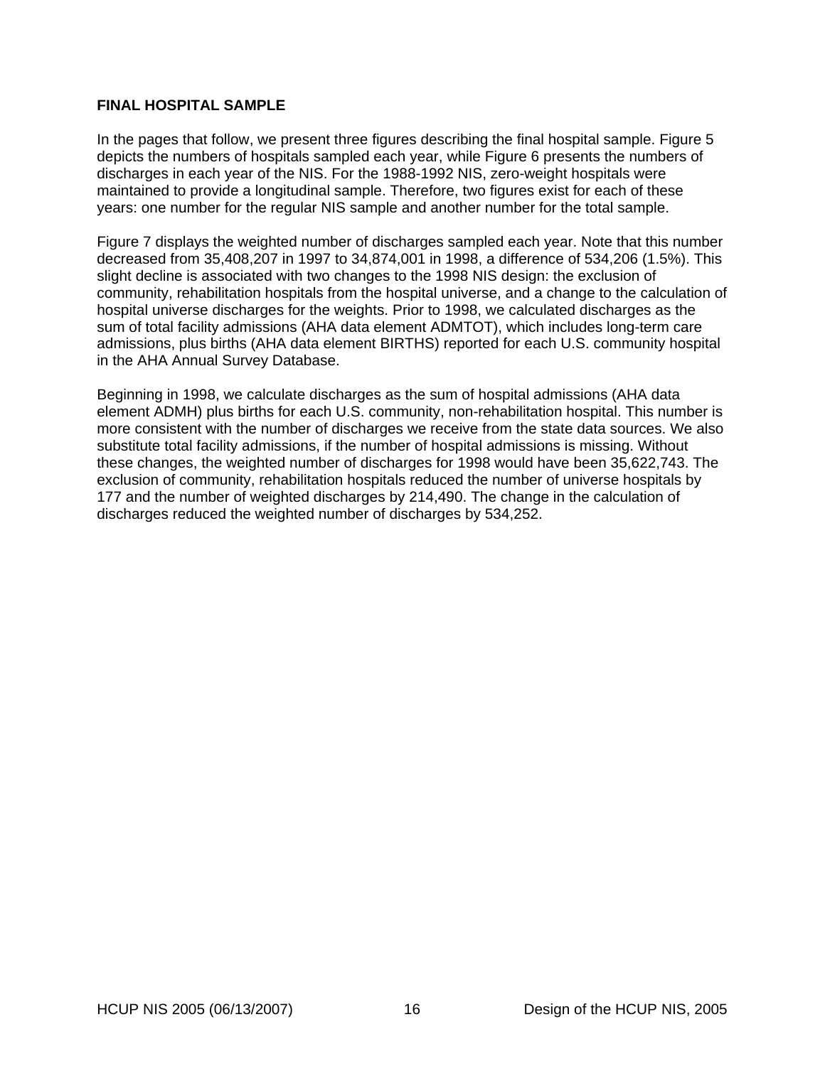## FINAL HOSPITAL SAMPLE

In the pages that follow, we present three figures describing the final hospital sample. Figure 5 depicts the numbers of hospitals sampled each year, while Figure 6 presents the numbers of discharges in each year of the NIS. For the 1988-1992 NIS, zero-weight hospitals were maintained to provide a longitudinal sample. Therefore, two figures exist for each of these years: one number for the regular NIS sample and another number for the total sample.

Figure 7 displays the weighted number of discharges sampled each year. Note that this number decreased from 35,408,207 in 1997 to 34,874,001 in 1998, a difference of 534,206 (1.5%). This slight decline is associated with two changes to the 1998 NIS design: the exclusion of community, rehabilitation hospitals from the hospital universe, and a change to the calculation of hospital universe discharges for the weights. Prior to 1998, we calculated discharges as the sum of total facility admissions (AHA data element ADMTOT), which includes long-term care admissions, plus births (AHA data element BIRTHS) reported for each U.S. community hospital in the AHA Annual Survey Database.

Beginning in 1998, we calculate discharges as the sum of hospital admissions (AHA data element ADMH) plus births for each U.S. community, non-rehabilitation hospital. This number is more consistent with the number of discharges we receive from the state data sources. We also substitute total facility admissions, if the number of hospital admissions is missing. Without these changes, the weighted number of discharges for 1998 would have been 35,622,743. The exclusion of community, rehabilitation hospitals reduced the number of universe hospitals by 177 and the number of weighted discharges by 214,490. The change in the calculation of discharges reduced the weighted number of discharges by 534,252.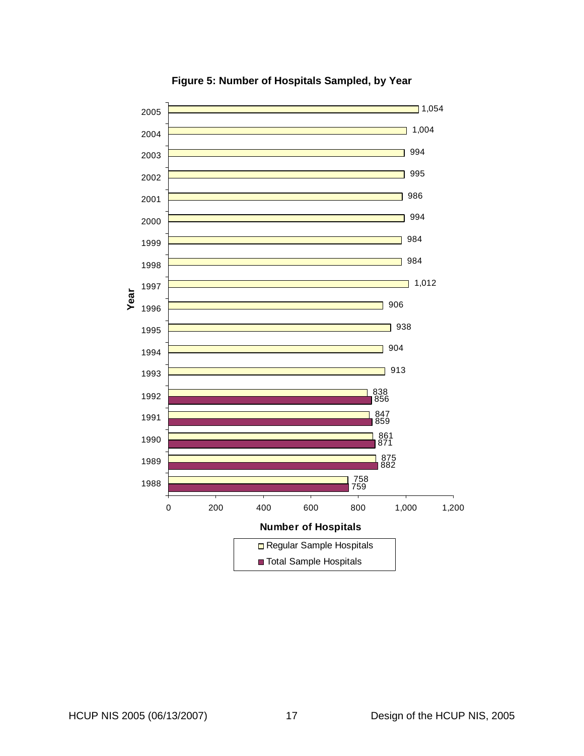**Figure 5: Number of Hospitals Sampled, by Year**

| Year | Regular Sample Hospitals | Total Sample Hospitals |
|---|---|---|
| 2005 | 1,054 | |
| 2004 | 1,004 | |
| 2003 | 994 | |
| 2002 | 995 | |
| 2001 | 986 | |
| 2000 | 994 | |
| 1999 | 984 | |
| 1998 | 984 | |
| 1997 | 1,012 | |
| 1996 | 906 | |
| 1995 | 938 | |
| 1994 | 904 | |
| 1993 | 913 | |
| 1992 | 838 | 856 |
| 1991 | 847 | 859 |
| 1990 | 861 | 871 |
| 1989 | 875 | 882 |
| 1988 | 758 | 759 |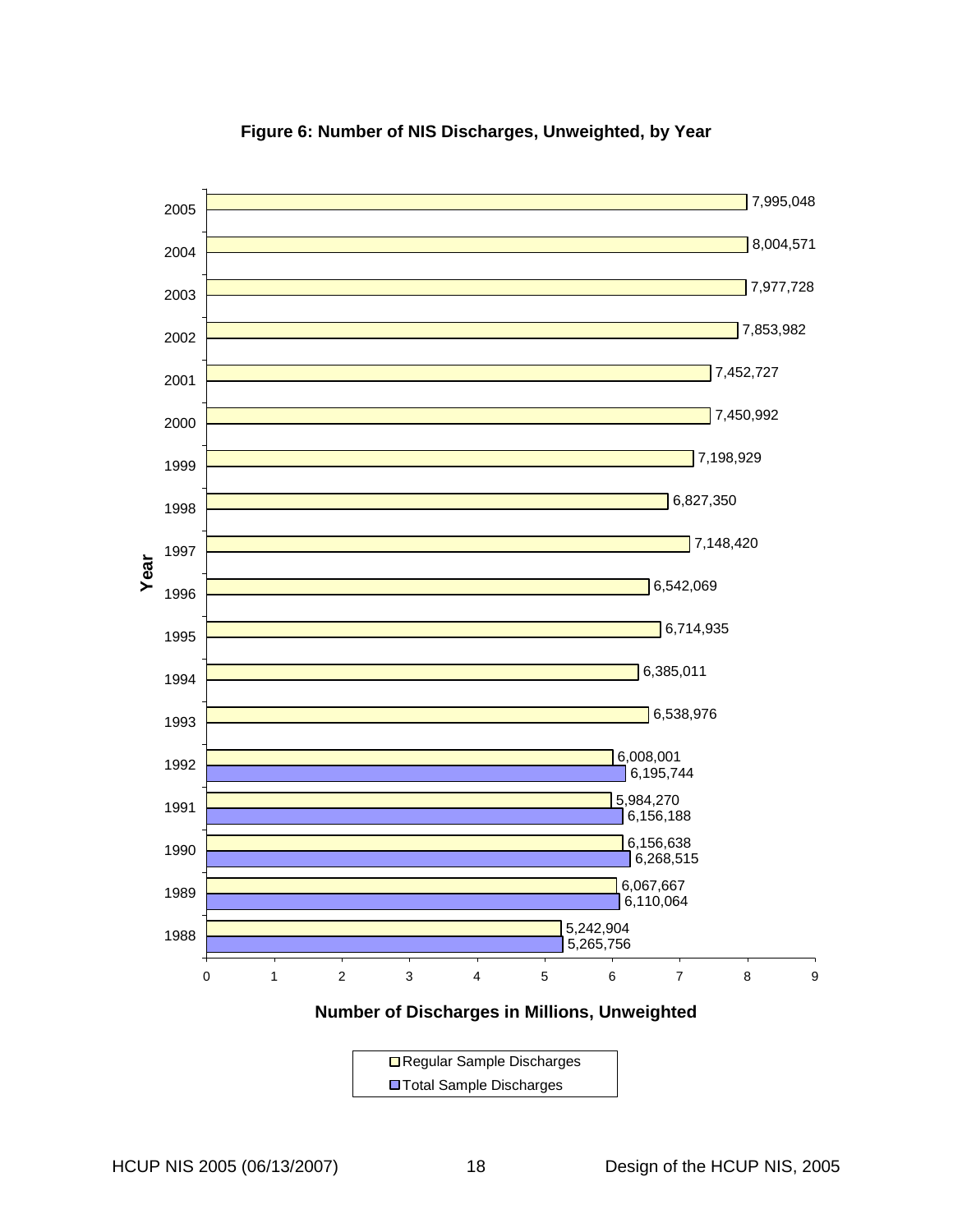**Figure 6: Number of NIS Discharges, Unweighted, by Year**

| Year | Regular Sample Discharges | Total Sample Discharges |
|---|---|---|
| 2005 | 7,995,048 | |
| 2004 | 8,004,571 | |
| 2003 | 7,977,728 | |
| 2002 | 7,853,982 | |
| 2001 | 7,452,727 | |
| 2000 | 7,450,992 | |
| 1999 | 7,198,929 | |
| 1998 | 6,827,350 | |
| 1997 | 7,148,420 | |
| 1996 | 6,542,069 | |
| 1995 | 6,714,935 | |
| 1994 | 6,385,011 | |
| 1993 | 6,538,976 | |
| 1992 | 6,008,001 | 6,195,744 |
| 1991 | 5,984,270 | 6,156,188 |
| 1990 | 6,156,638 | 6,268,515 |
| 1989 | 6,067,667 | 6,110,064 |
| 1988 | 5,242,904 | 5,265,756 |

Number of Discharges in Millions, Unweighted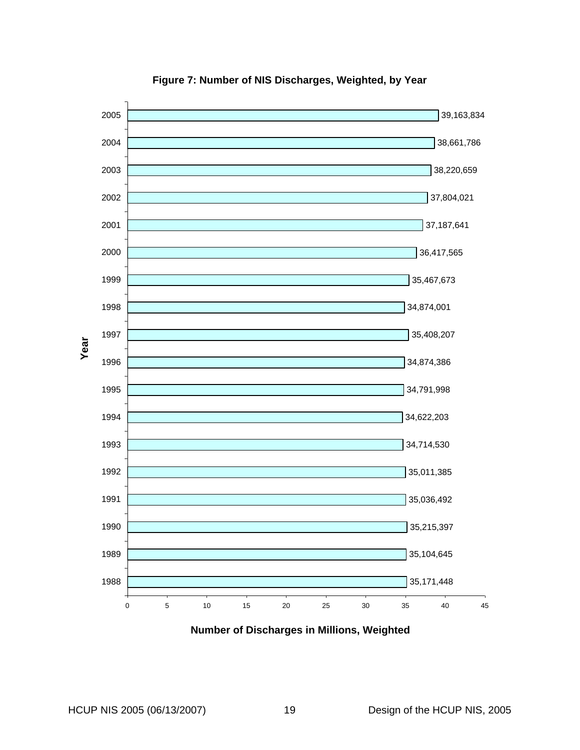**Figure 7: Number of NIS Discharges, Weighted, by Year**

| Year | Number of Discharges, Weighted |
|---|---|
| 2005 | 39,163,834 |
| 2004 | 38,661,786 |
| 2003 | 38,220,659 |
| 2002 | 37,804,021 |
| 2001 | 37,187,641 |
| 2000 | 36,417,565 |
| 1999 | 35,467,673 |
| 1998 | 34,874,001 |
| 1997 | 35,408,207 |
| 1996 | 34,874,386 |
| 1995 | 34,791,998 |
| 1994 | 34,622,203 |
| 1993 | 34,714,530 |
| 1992 | 35,011,385 |
| 1991 | 35,036,492 |
| 1990 | 35,215,397 |
| 1989 | 35,104,645 |
| 1988 | 35,171,448 |

Number of Discharges in Millions, Weighted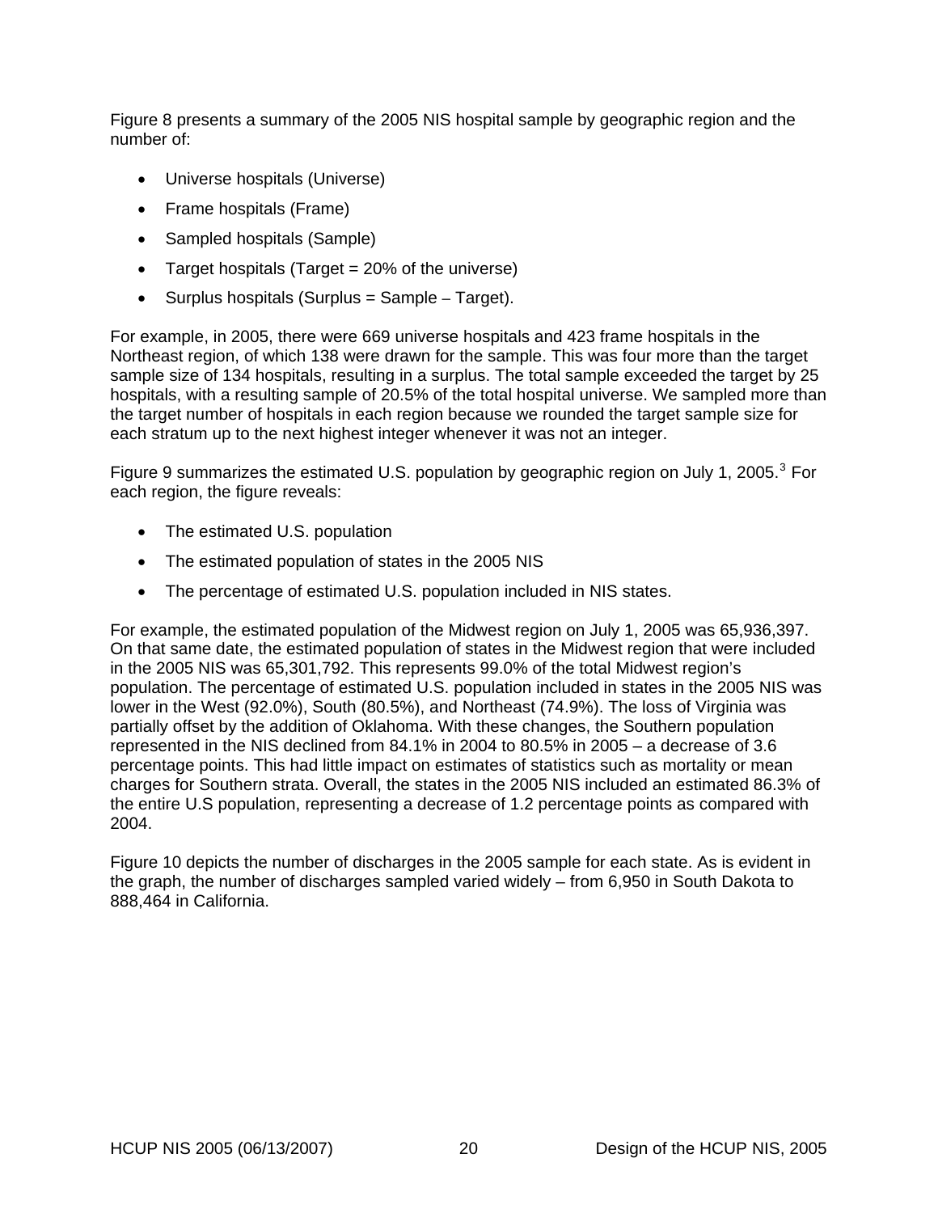Figure 8 presents a summary of the 2005 NIS hospital sample by geographic region and the number of:

- Universe hospitals (Universe)
- Frame hospitals (Frame)
- Sampled hospitals (Sample)
- Target hospitals (Target = 20% of the universe)
- Surplus hospitals (Surplus = Sample − Target).

For example, in 2005, there were 669 universe hospitals and 423 frame hospitals in the Northeast region, of which 138 were drawn for the sample. This was four more than the target sample size of 134 hospitals, resulting in a surplus. The total sample exceeded the target by 25 hospitals, with a resulting sample of 20.5% of the total hospital universe. We sampled more than the target number of hospitals in each region because we rounded the target sample size for each stratum up to the next highest integer whenever it was not an integer.

Figure 9 summarizes the estimated U.S. population by geographic region on July 1, 2005.[3] For each region, the figure reveals:

- The estimated U.S. population
- The estimated population of states in the 2005 NIS
- The percentage of estimated U.S. population included in NIS states.

For example, the estimated population of the Midwest region on July 1, 2005 was 65,936,397. On that same date, the estimated population of states in the Midwest region that were included in the 2005 NIS was 65,301,792. This represents 99.0% of the total Midwest region's population. The percentage of estimated U.S. population included in states in the 2005 NIS was lower in the West (92.0%), South (80.5%), and Northeast (74.9%). The loss of Virginia was partially offset by the addition of Oklahoma. With these changes, the Southern population represented in the NIS declined from 84.1% in 2004 to 80.5% in 2005 – a decrease of 3.6 percentage points. This had little impact on estimates of statistics such as mortality or mean charges for Southern strata. Overall, the states in the 2005 NIS included an estimated 86.3% of the entire U.S population, representing a decrease of 1.2 percentage points as compared with 2004.

Figure 10 depicts the number of discharges in the 2005 sample for each state. As is evident in the graph, the number of discharges sampled varied widely – from 6,950 in South Dakota to 888,464 in California.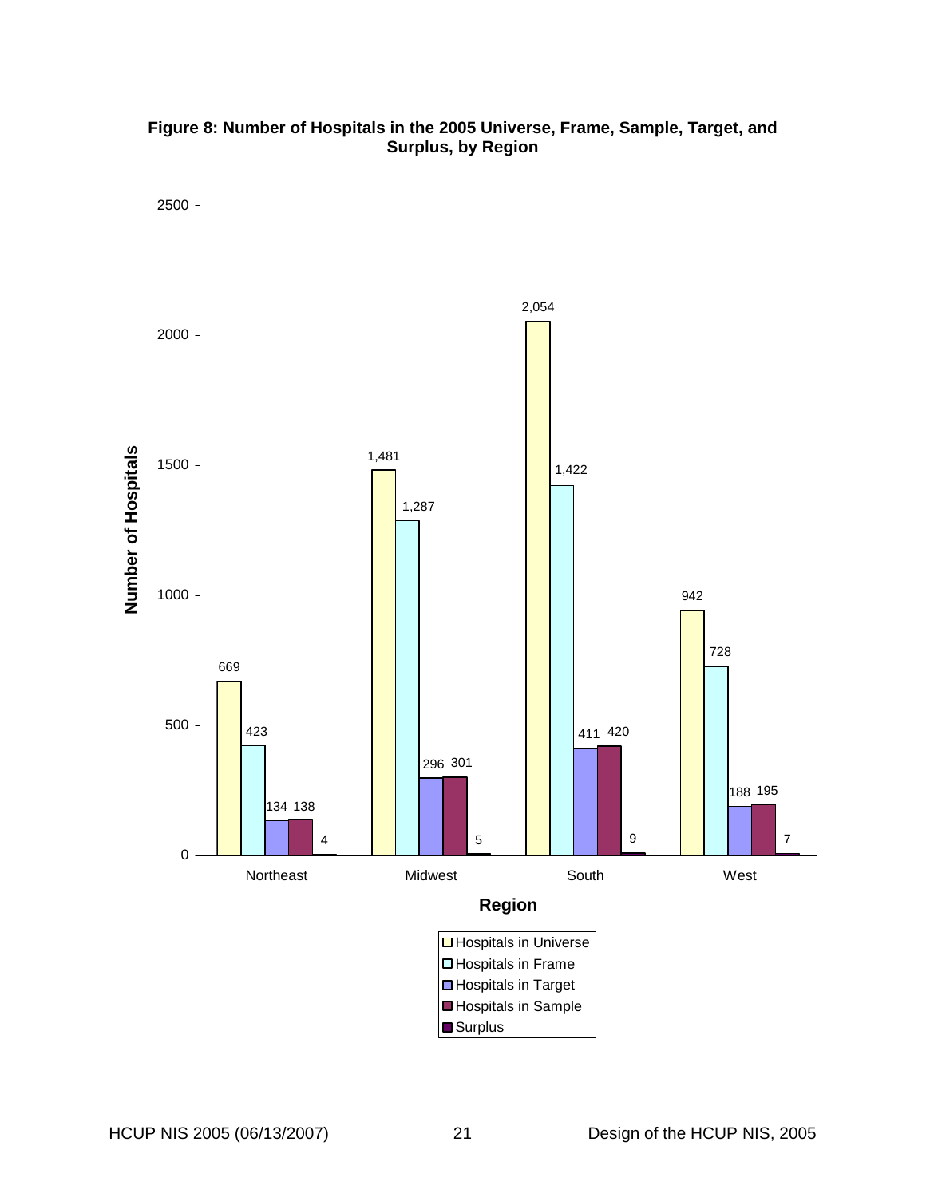**Figure 8: Number of Hospitals in the 2005 Universe, Frame, Sample, Target, and Surplus, by Region**

| Region | Hospitals in Universe | Hospitals in Frame | Hospitals in Target | Hospitals in Sample | Surplus |
|---|---|---|---|---|---|
| Northeast | 669 | 423 | 134 | 138 | 4 |
| Midwest | 1,481 | 1,287 | 296 | 301 | 5 |
| South | 2,054 | 1,422 | 411 | 420 | 9 |
| West | 942 | 728 | 188 | 195 | 7 |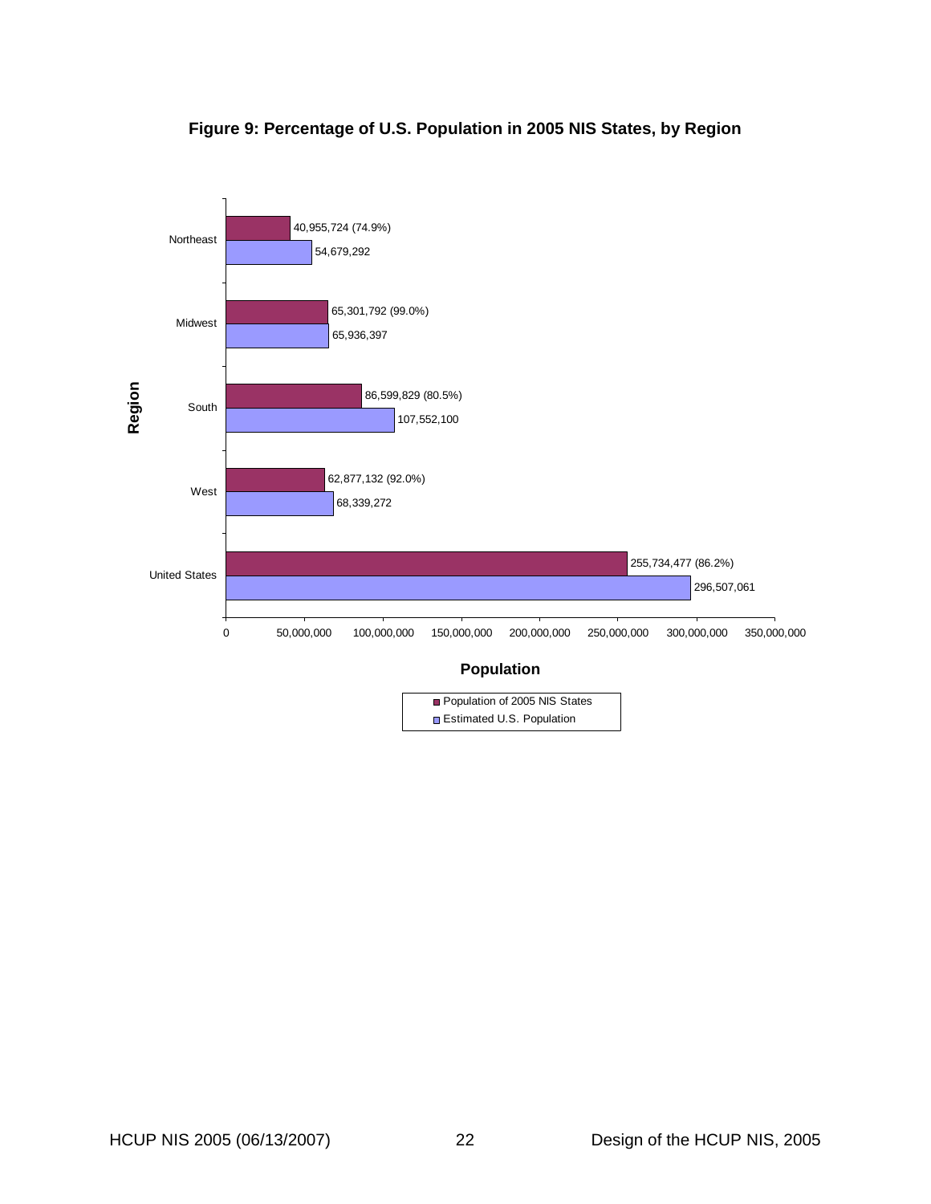**Figure 9: Percentage of U.S. Population in 2005 NIS States, by Region**

| Region | Population of 2005 NIS States | Estimated U.S. Population |
|---|---|---|
| Northeast | 40,955,724 (74.9%) | 54,679,292 |
| Midwest | 65,301,792 (99.0%) | 65,936,397 |
| South | 86,599,829 (80.5%) | 107,552,100 |
| West | 62,877,132 (92.0%) | 68,339,272 |
| United States | 255,734,477 (86.2%) | 296,507,061 |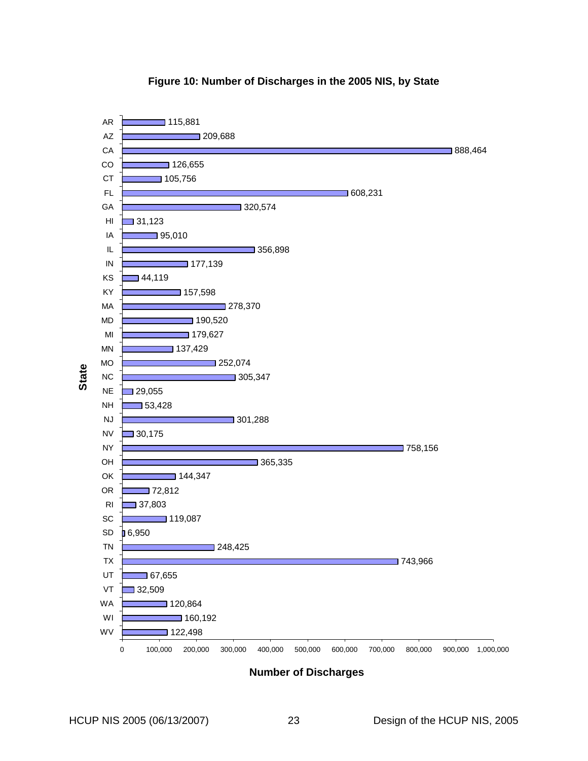**Figure 10: Number of Discharges in the 2005 NIS, by State**

| State | Number of Discharges |
| --- | --- |
| AR | 115,881 |
| AZ | 209,688 |
| CA | 888,464 |
| CO | 126,655 |
| CT | 105,756 |
| FL | 608,231 |
| GA | 320,574 |
| HI | 31,123 |
| IA | 95,010 |
| IL | 356,898 |
| IN | 177,139 |
| KS | 44,119 |
| KY | 157,598 |
| MA | 278,370 |
| MD | 190,520 |
| MI | 179,627 |
| MN | 137,429 |
| MO | 252,074 |
| NC | 305,347 |
| NE | 29,055 |
| NH | 53,428 |
| NJ | 301,288 |
| NV | 30,175 |
| NY | 758,156 |
| OH | 365,335 |
| OK | 144,347 |
| OR | 72,812 |
| RI | 37,803 |
| SC | 119,087 |
| SD | 6,950 |
| TN | 248,425 |
| TX | 743,966 |
| UT | 67,655 |
| VT | 32,509 |
| WA | 120,864 |
| WI | 160,192 |
| WV | 122,498 |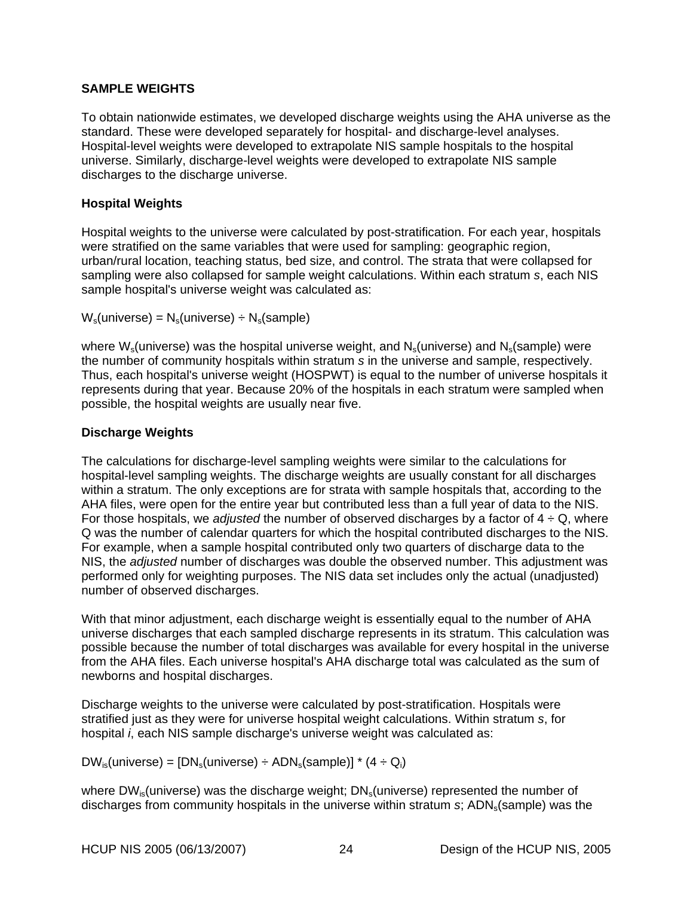## SAMPLE WEIGHTS

To obtain nationwide estimates, we developed discharge weights using the AHA universe as the standard. These were developed separately for hospital- and discharge-level analyses. Hospital-level weights were developed to extrapolate NIS sample hospitals to the hospital universe. Similarly, discharge-level weights were developed to extrapolate NIS sample discharges to the discharge universe.

### Hospital Weights

Hospital weights to the universe were calculated by post-stratification. For each year, hospitals were stratified on the same variables that were used for sampling: geographic region, urban/rural location, teaching status, bed size, and control. The strata that were collapsed for sampling were also collapsed for sample weight calculations. Within each stratum *s*, each NIS sample hospital's universe weight was calculated as:

$$W_s(\text{universe}) = N_s(\text{universe}) \div N_s(\text{sample})$$

where $W_s$(universe) was the hospital universe weight, and $N_s$(universe) and $N_s$(sample) were the number of community hospitals within stratum *s* in the universe and sample, respectively. Thus, each hospital's universe weight (HOSPWT) is equal to the number of universe hospitals it represents during that year. Because 20% of the hospitals in each stratum were sampled when possible, the hospital weights are usually near five.

### Discharge Weights

The calculations for discharge-level sampling weights were similar to the calculations for hospital-level sampling weights. The discharge weights are usually constant for all discharges within a stratum. The only exceptions are for strata with sample hospitals that, according to the AHA files, were open for the entire year but contributed less than a full year of data to the NIS. For those hospitals, we *adjusted* the number of observed discharges by a factor of 4 ÷ Q, where Q was the number of calendar quarters for which the hospital contributed discharges to the NIS. For example, when a sample hospital contributed only two quarters of discharge data to the NIS, the *adjusted* number of discharges was double the observed number. This adjustment was performed only for weighting purposes. The NIS data set includes only the actual (unadjusted) number of observed discharges.

With that minor adjustment, each discharge weight is essentially equal to the number of AHA universe discharges that each sampled discharge represents in its stratum. This calculation was possible because the number of total discharges was available for every hospital in the universe from the AHA files. Each universe hospital's AHA discharge total was calculated as the sum of newborns and hospital discharges.

Discharge weights to the universe were calculated by post-stratification. Hospitals were stratified just as they were for universe hospital weight calculations. Within stratum *s*, for hospital *i*, each NIS sample discharge's universe weight was calculated as:

$$DW_{is}(\text{universe}) = [DN_s(\text{universe}) \div ADN_s(\text{sample})] * (4 \div Q_i)$$

where $DW_{is}$(universe) was the discharge weight; $DN_s$(universe) represented the number of discharges from community hospitals in the universe within stratum *s*; $ADN_s$(sample) was the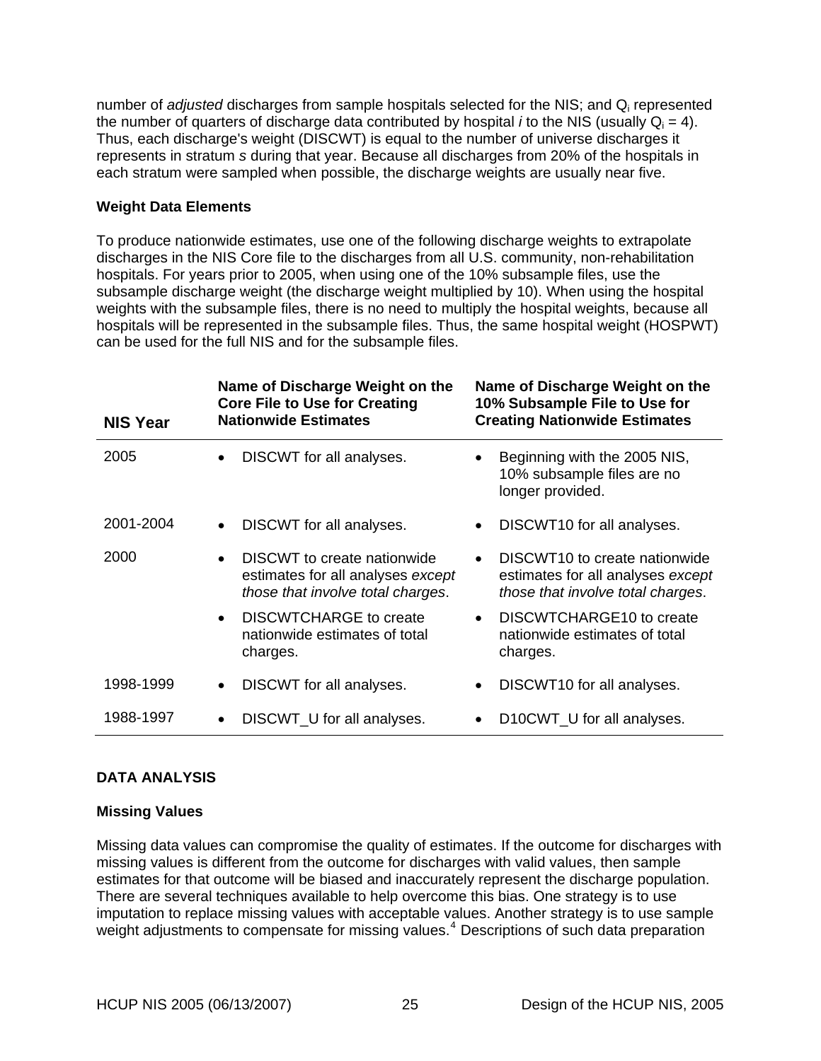number of *adjusted* discharges from sample hospitals selected for the NIS; and $Q_i$ represented the number of quarters of discharge data contributed by hospital *i* to the NIS (usually $Q_i = 4$). Thus, each discharge's weight (DISCWT) is equal to the number of universe discharges it represents in stratum *s* during that year. Because all discharges from 20% of the hospitals in each stratum were sampled when possible, the discharge weights are usually near five.

**Weight Data Elements**

To produce nationwide estimates, use one of the following discharge weights to extrapolate discharges in the NIS Core file to the discharges from all U.S. community, non-rehabilitation hospitals. For years prior to 2005, when using one of the 10% subsample files, use the subsample discharge weight (the discharge weight multiplied by 10). When using the hospital weights with the subsample files, there is no need to multiply the hospital weights, because all hospitals will be represented in the subsample files. Thus, the same hospital weight (HOSPWT) can be used for the full NIS and for the subsample files.

| NIS Year | Name of Discharge Weight on the Core File to Use for Creating Nationwide Estimates | Name of Discharge Weight on the 10% Subsample File to Use for Creating Nationwide Estimates |
|---|---|---|
| 2005 | • DISCWT for all analyses. | • Beginning with the 2005 NIS, 10% subsample files are no longer provided. |
| 2001-2004 | • DISCWT for all analyses. | • DISCWT10 for all analyses. |
| 2000 | • DISCWT to create nationwide estimates for all analyses *except those that involve total charges*.<br>• DISCWTCHARGE to create nationwide estimates of total charges. | • DISCWT10 to create nationwide estimates for all analyses *except those that involve total charges*.<br>• DISCWTCHARGE10 to create nationwide estimates of total charges. |
| 1998-1999 | • DISCWT for all analyses. | • DISCWT10 for all analyses. |
| 1988-1997 | • DISCWT_U for all analyses. | • D10CWT_U for all analyses. |

## DATA ANALYSIS

**Missing Values**

Missing data values can compromise the quality of estimates. If the outcome for discharges with missing values is different from the outcome for discharges with valid values, then sample estimates for that outcome will be biased and inaccurately represent the discharge population. There are several techniques available to help overcome this bias. One strategy is to use imputation to replace missing values with acceptable values. Another strategy is to use sample weight adjustments to compensate for missing values.[4] Descriptions of such data preparation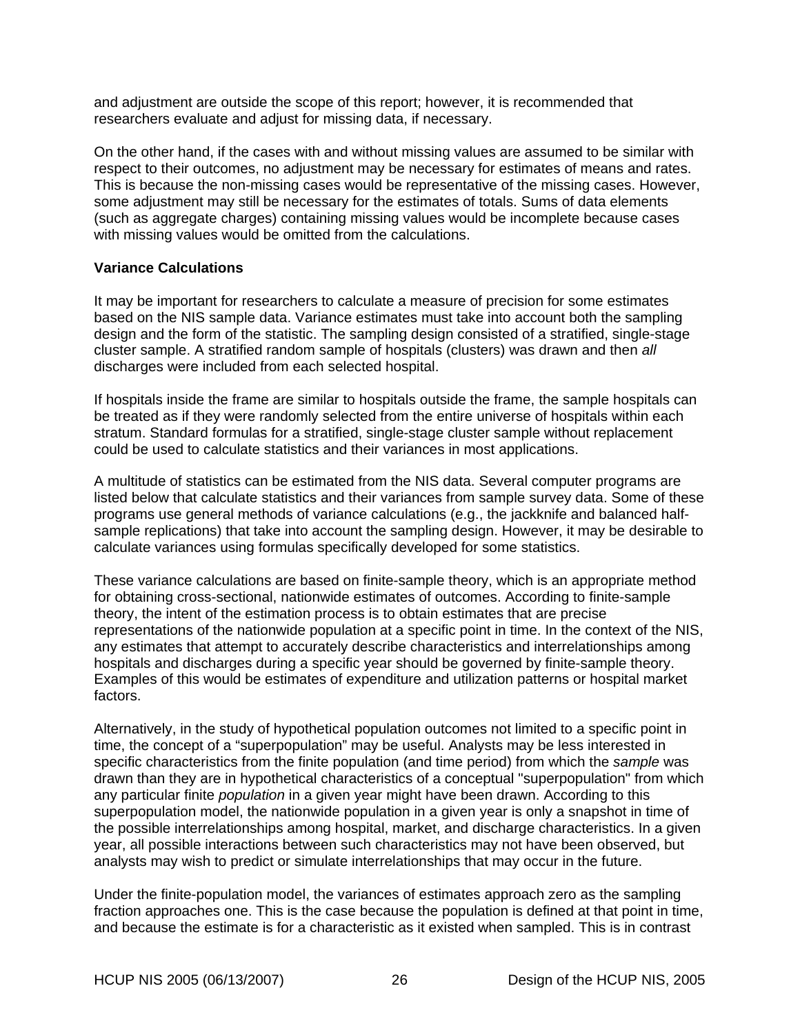and adjustment are outside the scope of this report; however, it is recommended that researchers evaluate and adjust for missing data, if necessary.

On the other hand, if the cases with and without missing values are assumed to be similar with respect to their outcomes, no adjustment may be necessary for estimates of means and rates. This is because the non-missing cases would be representative of the missing cases. However, some adjustment may still be necessary for the estimates of totals. Sums of data elements (such as aggregate charges) containing missing values would be incomplete because cases with missing values would be omitted from the calculations.

**Variance Calculations**

It may be important for researchers to calculate a measure of precision for some estimates based on the NIS sample data. Variance estimates must take into account both the sampling design and the form of the statistic. The sampling design consisted of a stratified, single-stage cluster sample. A stratified random sample of hospitals (clusters) was drawn and then *all* discharges were included from each selected hospital.

If hospitals inside the frame are similar to hospitals outside the frame, the sample hospitals can be treated as if they were randomly selected from the entire universe of hospitals within each stratum. Standard formulas for a stratified, single-stage cluster sample without replacement could be used to calculate statistics and their variances in most applications.

A multitude of statistics can be estimated from the NIS data. Several computer programs are listed below that calculate statistics and their variances from sample survey data. Some of these programs use general methods of variance calculations (e.g., the jackknife and balanced half-sample replications) that take into account the sampling design. However, it may be desirable to calculate variances using formulas specifically developed for some statistics.

These variance calculations are based on finite-sample theory, which is an appropriate method for obtaining cross-sectional, nationwide estimates of outcomes. According to finite-sample theory, the intent of the estimation process is to obtain estimates that are precise representations of the nationwide population at a specific point in time. In the context of the NIS, any estimates that attempt to accurately describe characteristics and interrelationships among hospitals and discharges during a specific year should be governed by finite-sample theory. Examples of this would be estimates of expenditure and utilization patterns or hospital market factors.

Alternatively, in the study of hypothetical population outcomes not limited to a specific point in time, the concept of a "superpopulation" may be useful. Analysts may be less interested in specific characteristics from the finite population (and time period) from which the *sample* was drawn than they are in hypothetical characteristics of a conceptual "superpopulation" from which any particular finite *population* in a given year might have been drawn. According to this superpopulation model, the nationwide population in a given year is only a snapshot in time of the possible interrelationships among hospital, market, and discharge characteristics. In a given year, all possible interactions between such characteristics may not have been observed, but analysts may wish to predict or simulate interrelationships that may occur in the future.

Under the finite-population model, the variances of estimates approach zero as the sampling fraction approaches one. This is the case because the population is defined at that point in time, and because the estimate is for a characteristic as it existed when sampled. This is in contrast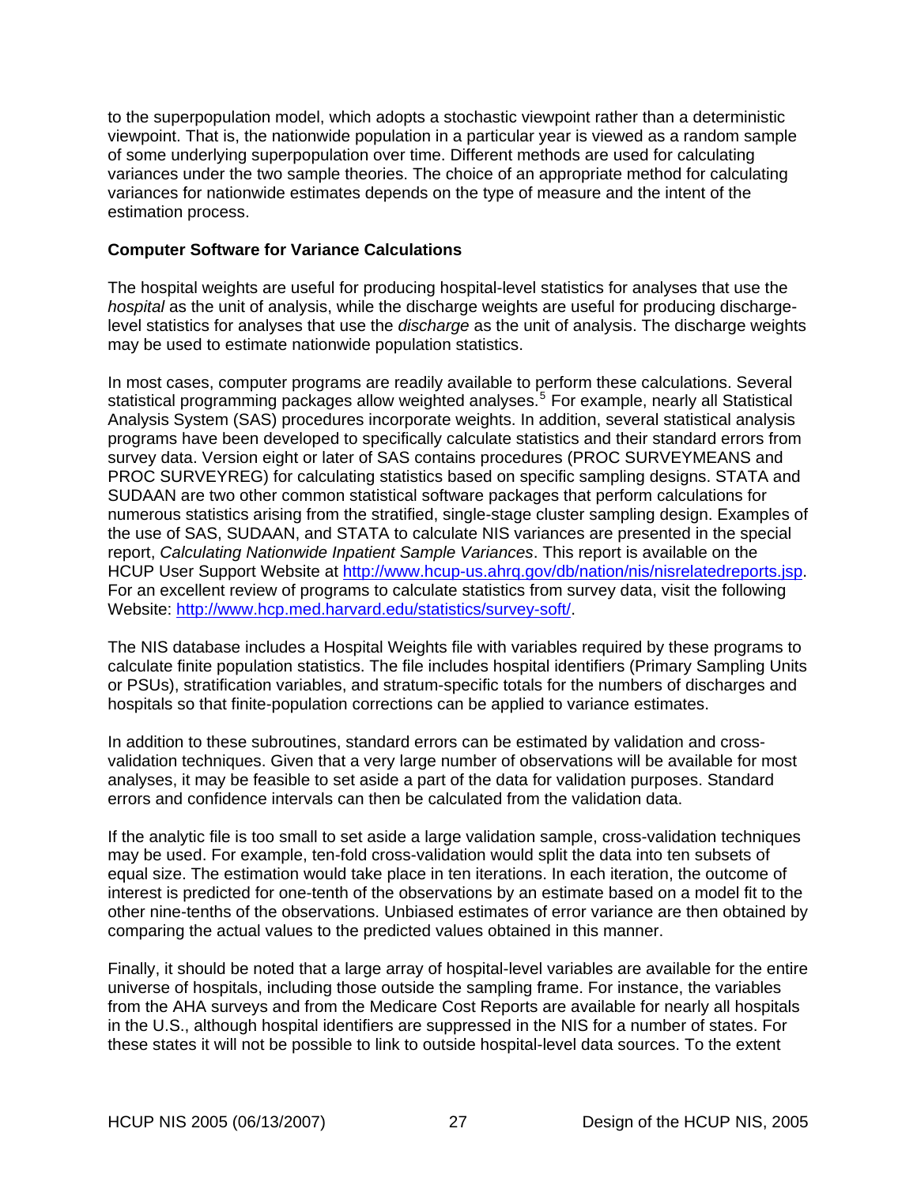to the superpopulation model, which adopts a stochastic viewpoint rather than a deterministic viewpoint. That is, the nationwide population in a particular year is viewed as a random sample of some underlying superpopulation over time. Different methods are used for calculating variances under the two sample theories. The choice of an appropriate method for calculating variances for nationwide estimates depends on the type of measure and the intent of the estimation process.

**Computer Software for Variance Calculations**

The hospital weights are useful for producing hospital-level statistics for analyses that use the *hospital* as the unit of analysis, while the discharge weights are useful for producing discharge-level statistics for analyses that use the *discharge* as the unit of analysis. The discharge weights may be used to estimate nationwide population statistics.

In most cases, computer programs are readily available to perform these calculations. Several statistical programming packages allow weighted analyses.[5] For example, nearly all Statistical Analysis System (SAS) procedures incorporate weights. In addition, several statistical analysis programs have been developed to specifically calculate statistics and their standard errors from survey data. Version eight or later of SAS contains procedures (PROC SURVEYMEANS and PROC SURVEYREG) for calculating statistics based on specific sampling designs. STATA and SUDAAN are two other common statistical software packages that perform calculations for numerous statistics arising from the stratified, single-stage cluster sampling design. Examples of the use of SAS, SUDAAN, and STATA to calculate NIS variances are presented in the special report, *Calculating Nationwide Inpatient Sample Variances*. This report is available on the HCUP User Support Website at http://www.hcup-us.ahrq.gov/db/nation/nis/nisrelatedreports.jsp. For an excellent review of programs to calculate statistics from survey data, visit the following Website: http://www.hcp.med.harvard.edu/statistics/survey-soft/.

The NIS database includes a Hospital Weights file with variables required by these programs to calculate finite population statistics. The file includes hospital identifiers (Primary Sampling Units or PSUs), stratification variables, and stratum-specific totals for the numbers of discharges and hospitals so that finite-population corrections can be applied to variance estimates.

In addition to these subroutines, standard errors can be estimated by validation and cross-validation techniques. Given that a very large number of observations will be available for most analyses, it may be feasible to set aside a part of the data for validation purposes. Standard errors and confidence intervals can then be calculated from the validation data.

If the analytic file is too small to set aside a large validation sample, cross-validation techniques may be used. For example, ten-fold cross-validation would split the data into ten subsets of equal size. The estimation would take place in ten iterations. In each iteration, the outcome of interest is predicted for one-tenth of the observations by an estimate based on a model fit to the other nine-tenths of the observations. Unbiased estimates of error variance are then obtained by comparing the actual values to the predicted values obtained in this manner.

Finally, it should be noted that a large array of hospital-level variables are available for the entire universe of hospitals, including those outside the sampling frame. For instance, the variables from the AHA surveys and from the Medicare Cost Reports are available for nearly all hospitals in the U.S., although hospital identifiers are suppressed in the NIS for a number of states. For these states it will not be possible to link to outside hospital-level data sources. To the extent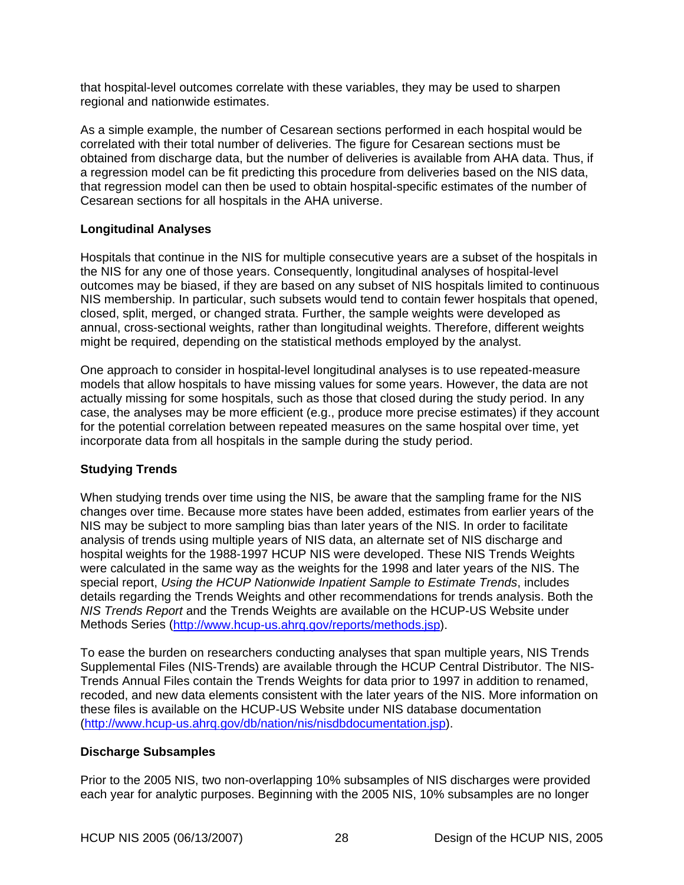that hospital-level outcomes correlate with these variables, they may be used to sharpen regional and nationwide estimates.

As a simple example, the number of Cesarean sections performed in each hospital would be correlated with their total number of deliveries. The figure for Cesarean sections must be obtained from discharge data, but the number of deliveries is available from AHA data. Thus, if a regression model can be fit predicting this procedure from deliveries based on the NIS data, that regression model can then be used to obtain hospital-specific estimates of the number of Cesarean sections for all hospitals in the AHA universe.

### Longitudinal Analyses

Hospitals that continue in the NIS for multiple consecutive years are a subset of the hospitals in the NIS for any one of those years. Consequently, longitudinal analyses of hospital-level outcomes may be biased, if they are based on any subset of NIS hospitals limited to continuous NIS membership. In particular, such subsets would tend to contain fewer hospitals that opened, closed, split, merged, or changed strata. Further, the sample weights were developed as annual, cross-sectional weights, rather than longitudinal weights. Therefore, different weights might be required, depending on the statistical methods employed by the analyst.

One approach to consider in hospital-level longitudinal analyses is to use repeated-measure models that allow hospitals to have missing values for some years. However, the data are not actually missing for some hospitals, such as those that closed during the study period. In any case, the analyses may be more efficient (e.g., produce more precise estimates) if they account for the potential correlation between repeated measures on the same hospital over time, yet incorporate data from all hospitals in the sample during the study period.

### Studying Trends

When studying trends over time using the NIS, be aware that the sampling frame for the NIS changes over time. Because more states have been added, estimates from earlier years of the NIS may be subject to more sampling bias than later years of the NIS. In order to facilitate analysis of trends using multiple years of NIS data, an alternate set of NIS discharge and hospital weights for the 1988-1997 HCUP NIS were developed. These NIS Trends Weights were calculated in the same way as the weights for the 1998 and later years of the NIS. The special report, *Using the HCUP Nationwide Inpatient Sample to Estimate Trends*, includes details regarding the Trends Weights and other recommendations for trends analysis. Both the *NIS Trends Report* and the Trends Weights are available on the HCUP-US Website under Methods Series (http://www.hcup-us.ahrq.gov/reports/methods.jsp).

To ease the burden on researchers conducting analyses that span multiple years, NIS Trends Supplemental Files (NIS-Trends) are available through the HCUP Central Distributor. The NIS-Trends Annual Files contain the Trends Weights for data prior to 1997 in addition to renamed, recoded, and new data elements consistent with the later years of the NIS. More information on these files is available on the HCUP-US Website under NIS database documentation (http://www.hcup-us.ahrq.gov/db/nation/nis/nisdbdocumentation.jsp).

### Discharge Subsamples

Prior to the 2005 NIS, two non-overlapping 10% subsamples of NIS discharges were provided each year for analytic purposes. Beginning with the 2005 NIS, 10% subsamples are no longer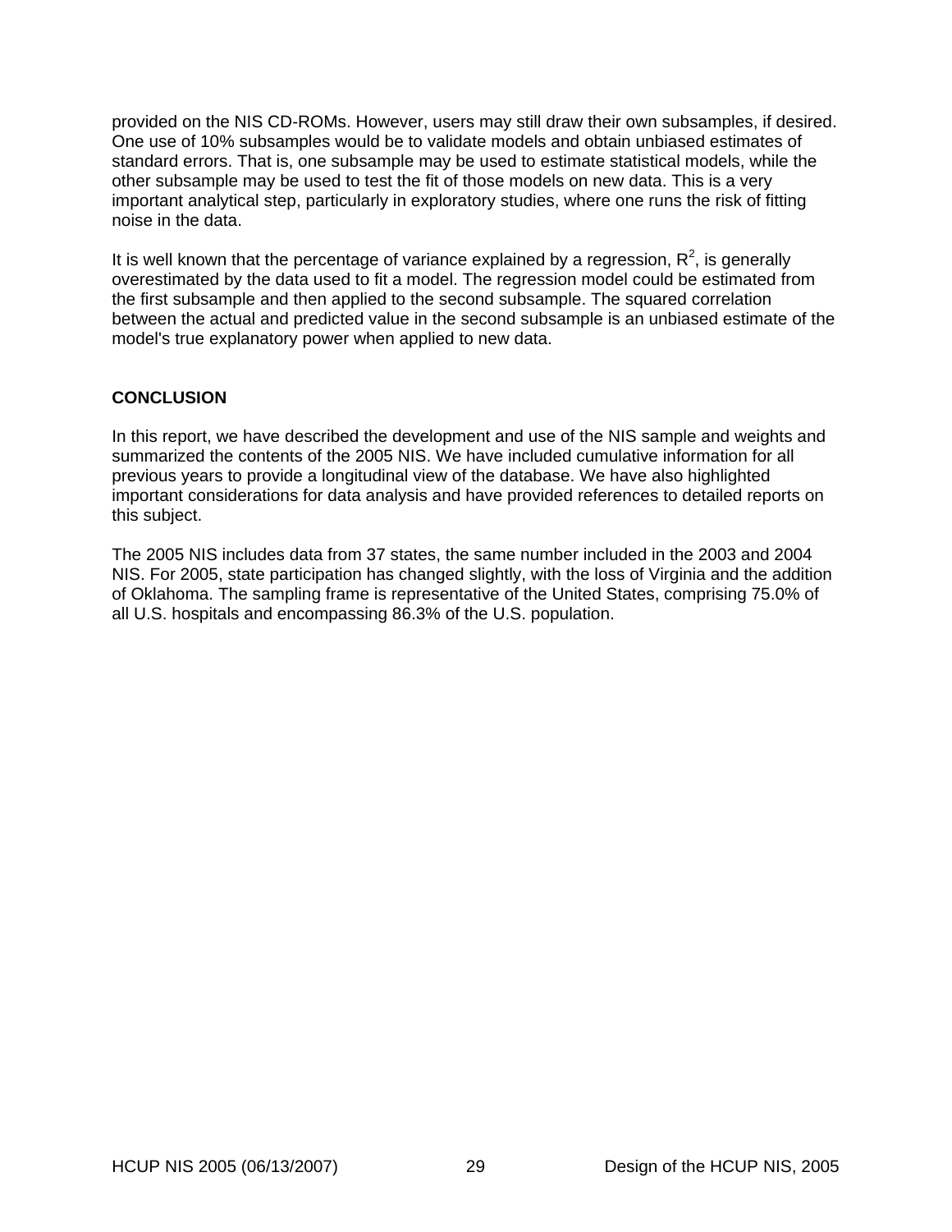provided on the NIS CD-ROMs. However, users may still draw their own subsamples, if desired. One use of 10% subsamples would be to validate models and obtain unbiased estimates of standard errors. That is, one subsample may be used to estimate statistical models, while the other subsample may be used to test the fit of those models on new data. This is a very important analytical step, particularly in exploratory studies, where one runs the risk of fitting noise in the data.

It is well known that the percentage of variance explained by a regression, $R^2$, is generally overestimated by the data used to fit a model. The regression model could be estimated from the first subsample and then applied to the second subsample. The squared correlation between the actual and predicted value in the second subsample is an unbiased estimate of the model's true explanatory power when applied to new data.

## CONCLUSION

In this report, we have described the development and use of the NIS sample and weights and summarized the contents of the 2005 NIS. We have included cumulative information for all previous years to provide a longitudinal view of the database. We have also highlighted important considerations for data analysis and have provided references to detailed reports on this subject.

The 2005 NIS includes data from 37 states, the same number included in the 2003 and 2004 NIS. For 2005, state participation has changed slightly, with the loss of Virginia and the addition of Oklahoma. The sampling frame is representative of the United States, comprising 75.0% of all U.S. hospitals and encompassing 86.3% of the U.S. population.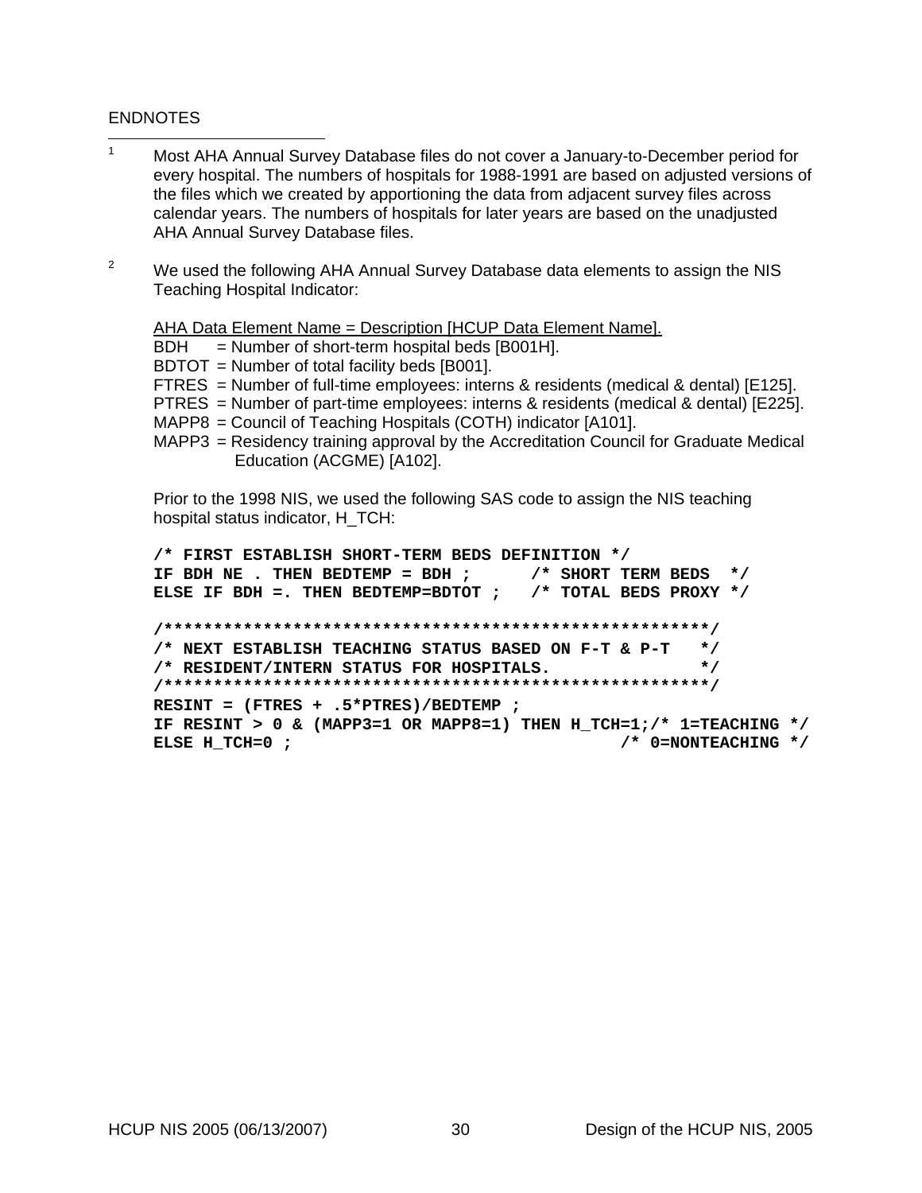ENDNOTES

[1] Most AHA Annual Survey Database files do not cover a January-to-December period for every hospital. The numbers of hospitals for 1988-1991 are based on adjusted versions of the files which we created by apportioning the data from adjacent survey files across calendar years. The numbers of hospitals for later years are based on the unadjusted AHA Annual Survey Database files.

[2] We used the following AHA Annual Survey Database data elements to assign the NIS Teaching Hospital Indicator:

AHA Data Element Name = Description [HCUP Data Element Name].
BDH = Number of short-term hospital beds [B001H].
BDTOT = Number of total facility beds [B001].
FTRES = Number of full-time employees: interns & residents (medical & dental) [E125].
PTRES = Number of part-time employees: interns & residents (medical & dental) [E225].
MAPP8 = Council of Teaching Hospitals (COTH) indicator [A101].
MAPP3 = Residency training approval by the Accreditation Council for Graduate Medical Education (ACGME) [A102].

Prior to the 1998 NIS, we used the following SAS code to assign the NIS teaching hospital status indicator, H_TCH:

```
/* FIRST ESTABLISH SHORT-TERM BEDS DEFINITION */
IF BDH NE . THEN BEDTEMP = BDH ;      /* SHORT TERM BEDS  */
ELSE IF BDH =. THEN BEDTEMP=BDTOT ;   /* TOTAL BEDS PROXY */

/*******************************************************/
/* NEXT ESTABLISH TEACHING STATUS BASED ON F-T & P-T   */
/* RESIDENT/INTERN STATUS FOR HOSPITALS.               */
/*******************************************************/
RESINT = (FTRES + .5*PTRES)/BEDTEMP ;
IF RESINT > 0 & (MAPP3=1 OR MAPP8=1) THEN H_TCH=1;/* 1=TEACHING */
ELSE H_TCH=0 ;                                /* 0=NONTEACHING */
```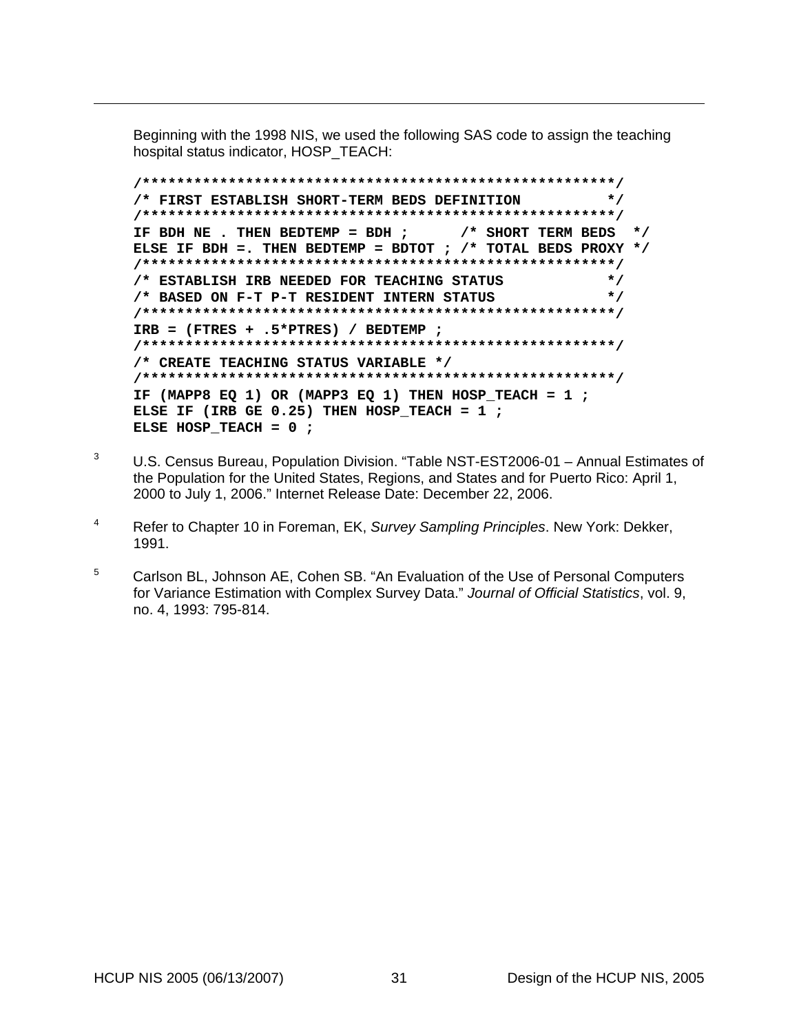Beginning with the 1998 NIS, we used the following SAS code to assign the teaching hospital status indicator, HOSP_TEACH:

```
/*******************************************************/
/* FIRST ESTABLISH SHORT-TERM BEDS DEFINITION          */
/*******************************************************/
IF BDH NE . THEN BEDTEMP = BDH ;      /* SHORT TERM BEDS  */
ELSE IF BDH =. THEN BEDTEMP = BDTOT ; /* TOTAL BEDS PROXY */
/*******************************************************/
/* ESTABLISH IRB NEEDED FOR TEACHING STATUS            */
/* BASED ON F-T P-T RESIDENT INTERN STATUS             */
/*******************************************************/
IRB = (FTRES + .5*PTRES) / BEDTEMP ;
/*******************************************************/
/* CREATE TEACHING STATUS VARIABLE */
/*******************************************************/
IF (MAPP8 EQ 1) OR (MAPP3 EQ 1) THEN HOSP_TEACH = 1 ;
ELSE IF (IRB GE 0.25) THEN HOSP_TEACH = 1 ;
ELSE HOSP_TEACH = 0 ;
```

[3] U.S. Census Bureau, Population Division. "Table NST-EST2006-01 – Annual Estimates of the Population for the United States, Regions, and States and for Puerto Rico: April 1, 2000 to July 1, 2006." Internet Release Date: December 22, 2006.

[4] Refer to Chapter 10 in Foreman, EK, *Survey Sampling Principles*. New York: Dekker, 1991.

[5] Carlson BL, Johnson AE, Cohen SB. "An Evaluation of the Use of Personal Computers for Variance Estimation with Complex Survey Data." *Journal of Official Statistics*, vol. 9, no. 4, 1993: 795-814.